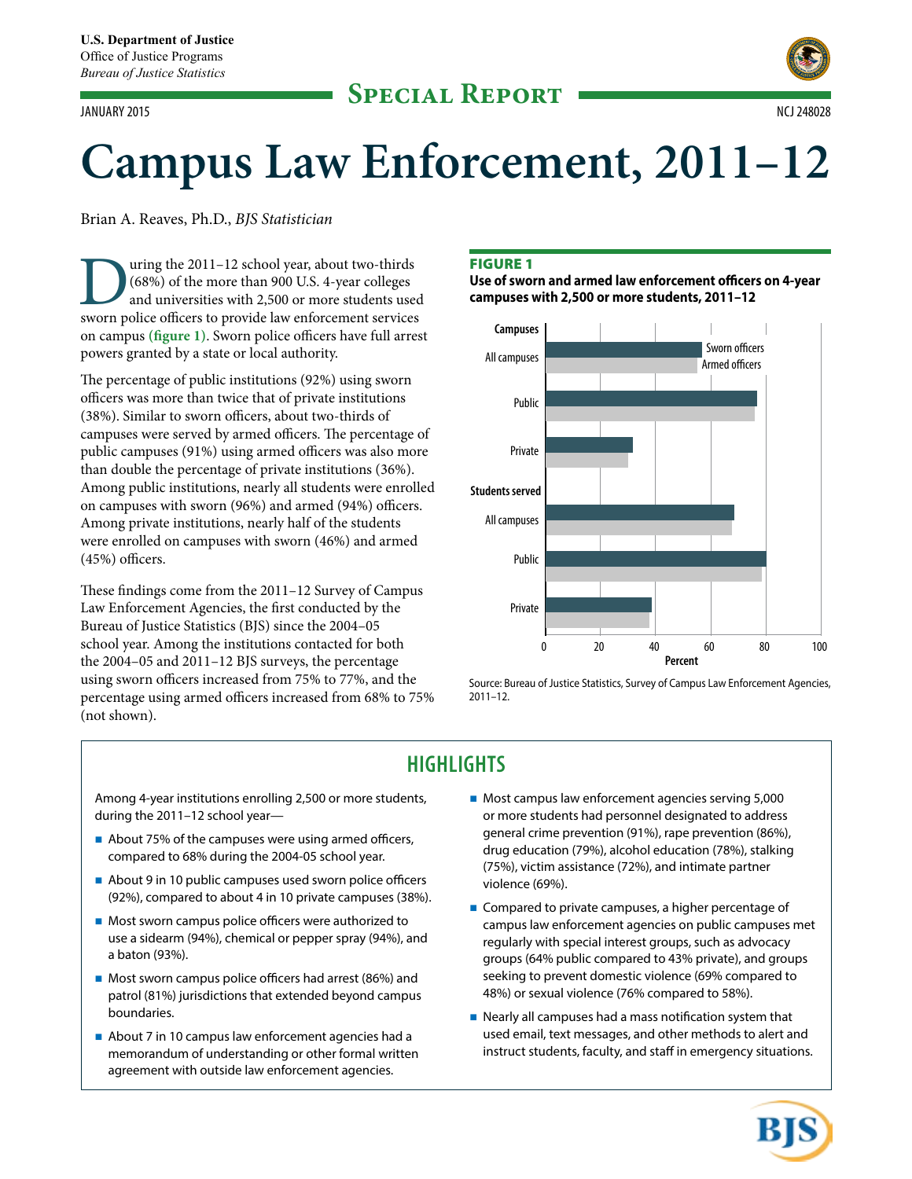U.S. Department of Justice
Office of Justice Programs
*Bureau of Justice Statistics*

**Special Report**

JANUARY 2015 NCJ 248028

# Campus Law Enforcement, 2011–12

Brian A. Reaves, Ph.D., *BJS Statistician*

During the 2011–12 school year, about two-thirds (68%) of the more than 900 U.S. 4-year colleges and universities with 2,500 or more students used sworn police officers to provide law enforcement services on campus **(figure 1)**. Sworn police officers have full arrest powers granted by a state or local authority.

The percentage of public institutions (92%) using sworn officers was more than twice that of private institutions (38%). Similar to sworn officers, about two-thirds of campuses were served by armed officers. The percentage of public campuses (91%) using armed officers was also more than double the percentage of private institutions (36%). Among public institutions, nearly all students were enrolled on campuses with sworn (96%) and armed (94%) officers. Among private institutions, nearly half of the students were enrolled on campuses with sworn (46%) and armed (45%) officers.

These findings come from the 2011–12 Survey of Campus Law Enforcement Agencies, the first conducted by the Bureau of Justice Statistics (BJS) since the 2004–05 school year. Among the institutions contacted for both the 2004–05 and 2011–12 BJS surveys, the percentage using sworn officers increased from 75% to 77%, and the percentage using armed officers increased from 68% to 75% (not shown).

**FIGURE 1**
**Use of sworn and armed law enforcement officers on 4-year campuses with 2,500 or more students, 2011–12**

Source: Bureau of Justice Statistics, Survey of Campus Law Enforcement Agencies, 2011–12.

## HIGHLIGHTS

Among 4-year institutions enrolling 2,500 or more students, during the 2011–12 school year—

- About 75% of the campuses were using armed officers, compared to 68% during the 2004-05 school year.
- About 9 in 10 public campuses used sworn police officers (92%), compared to about 4 in 10 private campuses (38%).
- Most sworn campus police officers were authorized to use a sidearm (94%), chemical or pepper spray (94%), and a baton (93%).
- Most sworn campus police officers had arrest (86%) and patrol (81%) jurisdictions that extended beyond campus boundaries.
- About 7 in 10 campus law enforcement agencies had a memorandum of understanding or other formal written agreement with outside law enforcement agencies.
- Most campus law enforcement agencies serving 5,000 or more students had personnel designated to address general crime prevention (91%), rape prevention (86%), drug education (79%), alcohol education (78%), stalking (75%), victim assistance (72%), and intimate partner violence (69%).
- Compared to private campuses, a higher percentage of campus law enforcement agencies on public campuses met regularly with special interest groups, such as advocacy groups (64% public compared to 43% private), and groups seeking to prevent domestic violence (69% compared to 48%) or sexual violence (76% compared to 58%).
- Nearly all campuses had a mass notification system that used email, text messages, and other methods to alert and instruct students, faculty, and staff in emergency situations.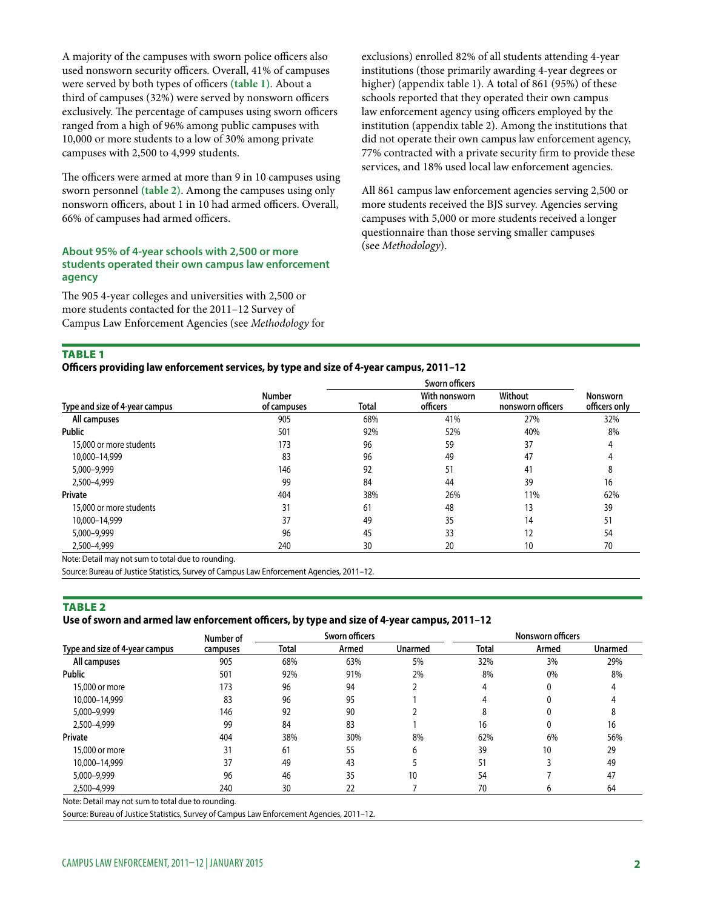A majority of the campuses with sworn police officers also used nonsworn security officers. Overall, 41% of campuses were served by both types of officers **(table 1)**. About a third of campuses (32%) were served by nonsworn officers exclusively. The percentage of campuses using sworn officers ranged from a high of 96% among public campuses with 10,000 or more students to a low of 30% among private campuses with 2,500 to 4,999 students.

The officers were armed at more than 9 in 10 campuses using sworn personnel **(table 2)**. Among the campuses using only nonsworn officers, about 1 in 10 had armed officers. Overall, 66% of campuses had armed officers.

### About 95% of 4-year schools with 2,500 or more students operated their own campus law enforcement agency

The 905 4-year colleges and universities with 2,500 or more students contacted for the 2011–12 Survey of Campus Law Enforcement Agencies (see *Methodology* for exclusions) enrolled 82% of all students attending 4-year institutions (those primarily awarding 4-year degrees or higher) (appendix table 1). A total of 861 (95%) of these schools reported that they operated their own campus law enforcement agency using officers employed by the institution (appendix table 2). Among the institutions that did not operate their own campus law enforcement agency, 77% contracted with a private security firm to provide these services, and 18% used local law enforcement agencies.

All 861 campus law enforcement agencies serving 2,500 or more students received the BJS survey. Agencies serving campuses with 5,000 or more students received a longer questionnaire than those serving smaller campuses (see *Methodology*).

**TABLE 1**
**Officers providing law enforcement services, by type and size of 4-year campus, 2011–12**

| Type and size of 4-year campus | Number of campuses | Sworn officers | | | Nonsworn officers only |
|---|---|---|---|---|---|
| | | Total | With nonsworn officers | Without nonsworn officers | |
| All campuses | 905 | 68% | 41% | 27% | 32% |
| Public | 501 | 92% | 52% | 40% | 8% |
| 15,000 or more students | 173 | 96 | 59 | 37 | 4 |
| 10,000–14,999 | 83 | 96 | 49 | 47 | 4 |
| 5,000–9,999 | 146 | 92 | 51 | 41 | 8 |
| 2,500–4,999 | 99 | 84 | 44 | 39 | 16 |
| Private | 404 | 38% | 26% | 11% | 62% |
| 15,000 or more students | 31 | 61 | 48 | 13 | 39 |
| 10,000–14,999 | 37 | 49 | 35 | 14 | 51 |
| 5,000–9,999 | 96 | 45 | 33 | 12 | 54 |
| 2,500–4,999 | 240 | 30 | 20 | 10 | 70 |

Note: Detail may not sum to total due to rounding.

Source: Bureau of Justice Statistics, Survey of Campus Law Enforcement Agencies, 2011–12.

**TABLE 2**
**Use of sworn and armed law enforcement officers, by type and size of 4-year campus, 2011–12**

| Type and size of 4-year campus | Number of campuses | Sworn officers | | | Nonsworn officers | | |
|---|---|---|---|---|---|---|---|
| | | Total | Armed | Unarmed | Total | Armed | Unarmed |
| All campuses | 905 | 68% | 63% | 5% | 32% | 3% | 29% |
| Public | 501 | 92% | 91% | 2% | 8% | 0% | 8% |
| 15,000 or more | 173 | 96 | 94 | 2 | 4 | 0 | 4 |
| 10,000–14,999 | 83 | 96 | 95 | 1 | 4 | 0 | 4 |
| 5,000–9,999 | 146 | 92 | 90 | 2 | 8 | 0 | 8 |
| 2,500–4,999 | 99 | 84 | 83 | 1 | 16 | 0 | 16 |
| Private | 404 | 38% | 30% | 8% | 62% | 6% | 56% |
| 15,000 or more | 31 | 61 | 55 | 6 | 39 | 10 | 29 |
| 10,000–14,999 | 37 | 49 | 43 | 5 | 51 | 3 | 49 |
| 5,000–9,999 | 96 | 46 | 35 | 10 | 54 | 7 | 47 |
| 2,500–4,999 | 240 | 30 | 22 | 7 | 70 | 6 | 64 |

Note: Detail may not sum to total due to rounding.

Source: Bureau of Justice Statistics, Survey of Campus Law Enforcement Agencies, 2011–12.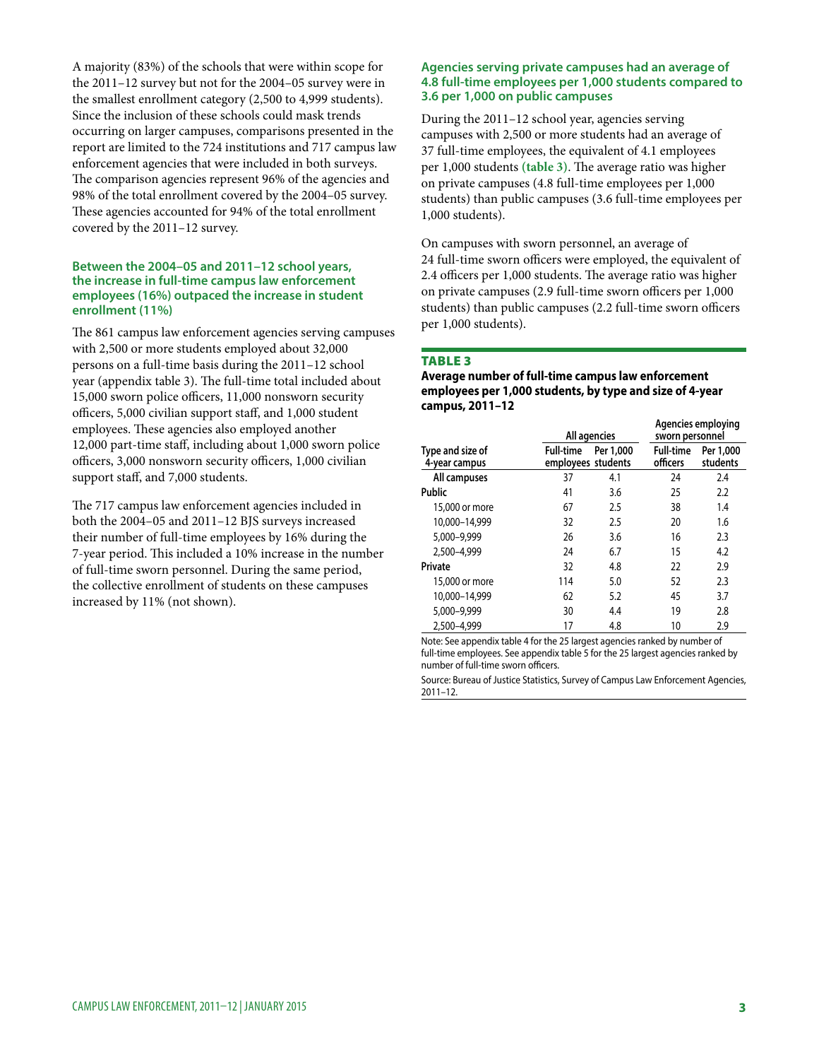A majority (83%) of the schools that were within scope for the 2011–12 survey but not for the 2004–05 survey were in the smallest enrollment category (2,500 to 4,999 students). Since the inclusion of these schools could mask trends occurring on larger campuses, comparisons presented in the report are limited to the 724 institutions and 717 campus law enforcement agencies that were included in both surveys. The comparison agencies represent 96% of the agencies and 98% of the total enrollment covered by the 2004–05 survey. These agencies accounted for 94% of the total enrollment covered by the 2011–12 survey.

### Between the 2004–05 and 2011–12 school years, the increase in full-time campus law enforcement employees (16%) outpaced the increase in student enrollment (11%)

The 861 campus law enforcement agencies serving campuses with 2,500 or more students employed about 32,000 persons on a full-time basis during the 2011–12 school year (appendix table 3). The full-time total included about 15,000 sworn police officers, 11,000 nonsworn security officers, 5,000 civilian support staff, and 1,000 student employees. These agencies also employed another 12,000 part-time staff, including about 1,000 sworn police officers, 3,000 nonsworn security officers, 1,000 civilian support staff, and 7,000 students.

The 717 campus law enforcement agencies included in both the 2004–05 and 2011–12 BJS surveys increased their number of full-time employees by 16% during the 7-year period. This included a 10% increase in the number of full-time sworn personnel. During the same period, the collective enrollment of students on these campuses increased by 11% (not shown).

### Agencies serving private campuses had an average of 4.8 full-time employees per 1,000 students compared to 3.6 per 1,000 on public campuses

During the 2011–12 school year, agencies serving campuses with 2,500 or more students had an average of 37 full-time employees, the equivalent of 4.1 employees per 1,000 students (table 3). The average ratio was higher on private campuses (4.8 full-time employees per 1,000 students) than public campuses (3.6 full-time employees per 1,000 students).

On campuses with sworn personnel, an average of 24 full-time sworn officers were employed, the equivalent of 2.4 officers per 1,000 students. The average ratio was higher on private campuses (2.9 full-time sworn officers per 1,000 students) than public campuses (2.2 full-time sworn officers per 1,000 students).

**TABLE 3**

**Average number of full-time campus law enforcement employees per 1,000 students, by type and size of 4-year campus, 2011–12**

| Type and size of 4-year campus | All agencies | | Agencies employing sworn personnel | |
|---|---|---|---|---|
| | Full-time employees | Per 1,000 students | Full-time officers | Per 1,000 students |
| **All campuses** | 37 | 4.1 | 24 | 2.4 |
| **Public** | 41 | 3.6 | 25 | 2.2 |
| 15,000 or more | 67 | 2.5 | 38 | 1.4 |
| 10,000–14,999 | 32 | 2.5 | 20 | 1.6 |
| 5,000–9,999 | 26 | 3.6 | 16 | 2.3 |
| 2,500–4,999 | 24 | 6.7 | 15 | 4.2 |
| **Private** | 32 | 4.8 | 22 | 2.9 |
| 15,000 or more | 114 | 5.0 | 52 | 2.3 |
| 10,000–14,999 | 62 | 5.2 | 45 | 3.7 |
| 5,000–9,999 | 30 | 4.4 | 19 | 2.8 |
| 2,500–4,999 | 17 | 4.8 | 10 | 2.9 |

Note: See appendix table 4 for the 25 largest agencies ranked by number of full-time employees. See appendix table 5 for the 25 largest agencies ranked by number of full-time sworn officers.

Source: Bureau of Justice Statistics, Survey of Campus Law Enforcement Agencies, 2011–12.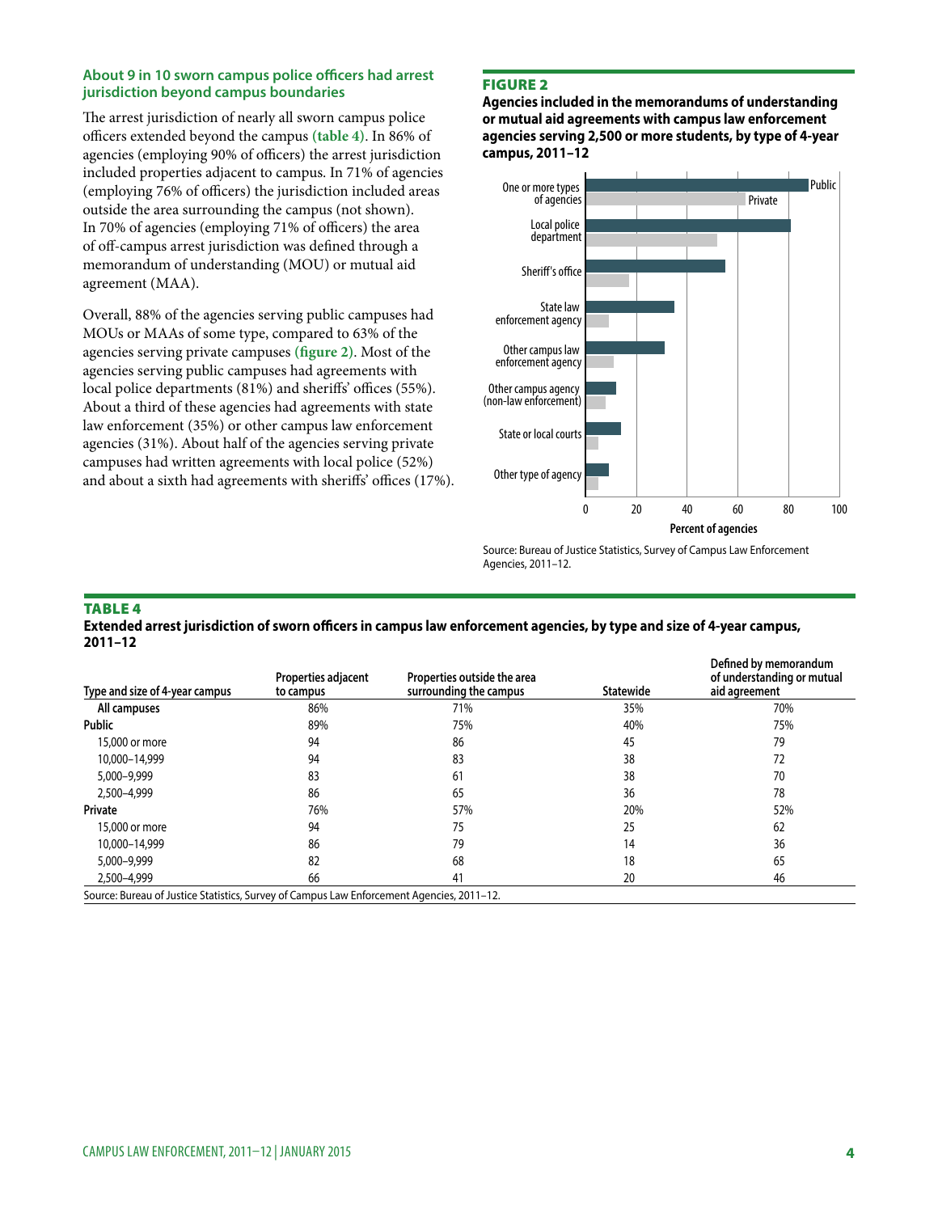### About 9 in 10 sworn campus police officers had arrest jurisdiction beyond campus boundaries

The arrest jurisdiction of nearly all sworn campus police officers extended beyond the campus **(table 4)**. In 86% of agencies (employing 90% of officers) the arrest jurisdiction included properties adjacent to campus. In 71% of agencies (employing 76% of officers) the jurisdiction included areas outside the area surrounding the campus (not shown). In 70% of agencies (employing 71% of officers) the area of off-campus arrest jurisdiction was defined through a memorandum of understanding (MOU) or mutual aid agreement (MAA).

Overall, 88% of the agencies serving public campuses had MOUs or MAAs of some type, compared to 63% of the agencies serving private campuses **(figure 2)**. Most of the agencies serving public campuses had agreements with local police departments (81%) and sheriffs' offices (55%). About a third of these agencies had agreements with state law enforcement (35%) or other campus law enforcement agencies (31%). About half of the agencies serving private campuses had written agreements with local police (52%) and about a sixth had agreements with sheriffs' offices (17%).

**FIGURE 2**

**Agencies included in the memorandums of understanding or mutual aid agreements with campus law enforcement agencies serving 2,500 or more students, by type of 4-year campus, 2011–12**

Source: Bureau of Justice Statistics, Survey of Campus Law Enforcement Agencies, 2011–12.

**TABLE 4**

**Extended arrest jurisdiction of sworn officers in campus law enforcement agencies, by type and size of 4-year campus, 2011–12**

| Type and size of 4-year campus | Properties adjacent to campus | Properties outside the area surrounding the campus | Statewide | Defined by memorandum of understanding or mutual aid agreement |
|---|---|---|---|---|
| All campuses | 86% | 71% | 35% | 70% |
| **Public** | 89% | 75% | 40% | 75% |
| 15,000 or more | 94 | 86 | 45 | 79 |
| 10,000–14,999 | 94 | 83 | 38 | 72 |
| 5,000–9,999 | 83 | 61 | 38 | 70 |
| 2,500–4,999 | 86 | 65 | 36 | 78 |
| **Private** | 76% | 57% | 20% | 52% |
| 15,000 or more | 94 | 75 | 25 | 62 |
| 10,000–14,999 | 86 | 79 | 14 | 36 |
| 5,000–9,999 | 82 | 68 | 18 | 65 |
| 2,500–4,999 | 66 | 41 | 20 | 46 |

Source: Bureau of Justice Statistics, Survey of Campus Law Enforcement Agencies, 2011–12.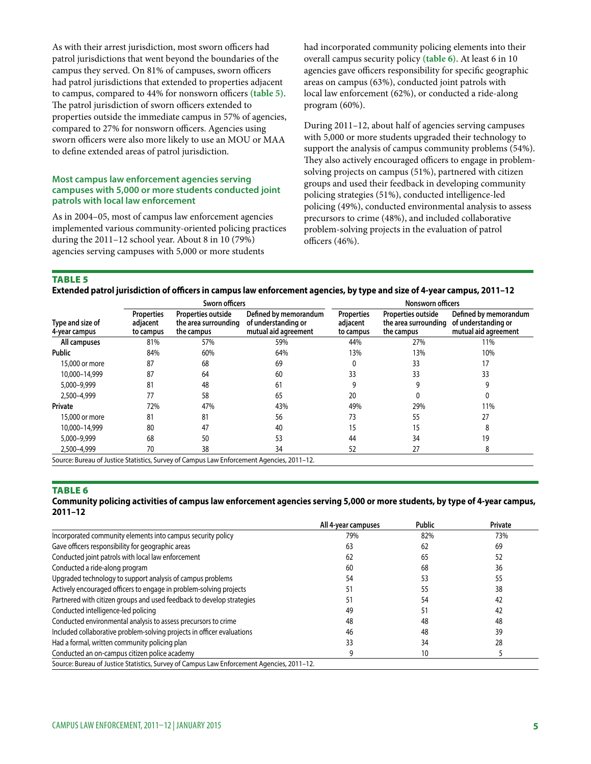As with their arrest jurisdiction, most sworn officers had patrol jurisdictions that went beyond the boundaries of the campus they served. On 81% of campuses, sworn officers had patrol jurisdictions that extended to properties adjacent to campus, compared to 44% for nonsworn officers **(table 5)**. The patrol jurisdiction of sworn officers extended to properties outside the immediate campus in 57% of agencies, compared to 27% for nonsworn officers. Agencies using sworn officers were also more likely to use an MOU or MAA to define extended areas of patrol jurisdiction.

### Most campus law enforcement agencies serving campuses with 5,000 or more students conducted joint patrols with local law enforcement

As in 2004–05, most of campus law enforcement agencies implemented various community-oriented policing practices during the 2011–12 school year. About 8 in 10 (79%) agencies serving campuses with 5,000 or more students had incorporated community policing elements into their overall campus security policy **(table 6)**. At least 6 in 10 agencies gave officers responsibility for specific geographic areas on campus (63%), conducted joint patrols with local law enforcement (62%), or conducted a ride-along program (60%).

During 2011–12, about half of agencies serving campuses with 5,000 or more students upgraded their technology to support the analysis of campus community problems (54%). They also actively encouraged officers to engage in problem-solving projects on campus (51%), partnered with citizen groups and used their feedback in developing community policing strategies (51%), conducted intelligence-led policing (49%), conducted environmental analysis to assess precursors to crime (48%), and included collaborative problem-solving projects in the evaluation of patrol officers (46%).

**TABLE 5**

**Extended patrol jurisdiction of officers in campus law enforcement agencies, by type and size of 4-year campus, 2011–12**

| | Sworn officers | | | Nonsworn officers | | |
|---|---|---|---|---|---|---|
| Type and size of 4-year campus | Properties adjacent to campus | Properties outside the area surrounding the campus | Defined by memorandum of understanding or mutual aid agreement | Properties adjacent to campus | Properties outside the area surrounding the campus | Defined by memorandum of understanding or mutual aid agreement |
| All campuses | 81% | 57% | 59% | 44% | 27% | 11% |
| Public | 84% | 60% | 64% | 13% | 13% | 10% |
| 15,000 or more | 87 | 68 | 69 | 0 | 33 | 17 |
| 10,000–14,999 | 87 | 64 | 60 | 33 | 33 | 33 |
| 5,000–9,999 | 81 | 48 | 61 | 9 | 9 | 9 |
| 2,500–4,999 | 77 | 58 | 65 | 20 | 0 | 0 |
| Private | 72% | 47% | 43% | 49% | 29% | 11% |
| 15,000 or more | 81 | 81 | 56 | 73 | 55 | 27 |
| 10,000–14,999 | 80 | 47 | 40 | 15 | 15 | 8 |
| 5,000–9,999 | 68 | 50 | 53 | 44 | 34 | 19 |
| 2,500–4,999 | 70 | 38 | 34 | 52 | 27 | 8 |

Source: Bureau of Justice Statistics, Survey of Campus Law Enforcement Agencies, 2011–12.

**TABLE 6**

**Community policing activities of campus law enforcement agencies serving 5,000 or more students, by type of 4-year campus, 2011–12**

| | All 4-year campuses | Public | Private |
|---|---|---|---|
| Incorporated community elements into campus security policy | 79% | 82% | 73% |
| Gave officers responsibility for geographic areas | 63 | 62 | 69 |
| Conducted joint patrols with local law enforcement | 62 | 65 | 52 |
| Conducted a ride-along program | 60 | 68 | 36 |
| Upgraded technology to support analysis of campus problems | 54 | 53 | 55 |
| Actively encouraged officers to engage in problem-solving projects | 51 | 55 | 38 |
| Partnered with citizen groups and used feedback to develop strategies | 51 | 54 | 42 |
| Conducted intelligence-led policing | 49 | 51 | 42 |
| Conducted environmental analysis to assess precursors to crime | 48 | 48 | 48 |
| Included collaborative problem-solving projects in officer evaluations | 46 | 48 | 39 |
| Had a formal, written community policing plan | 33 | 34 | 28 |
| Conducted an on-campus citizen police academy | 9 | 10 | 5 |

Source: Bureau of Justice Statistics, Survey of Campus Law Enforcement Agencies, 2011–12.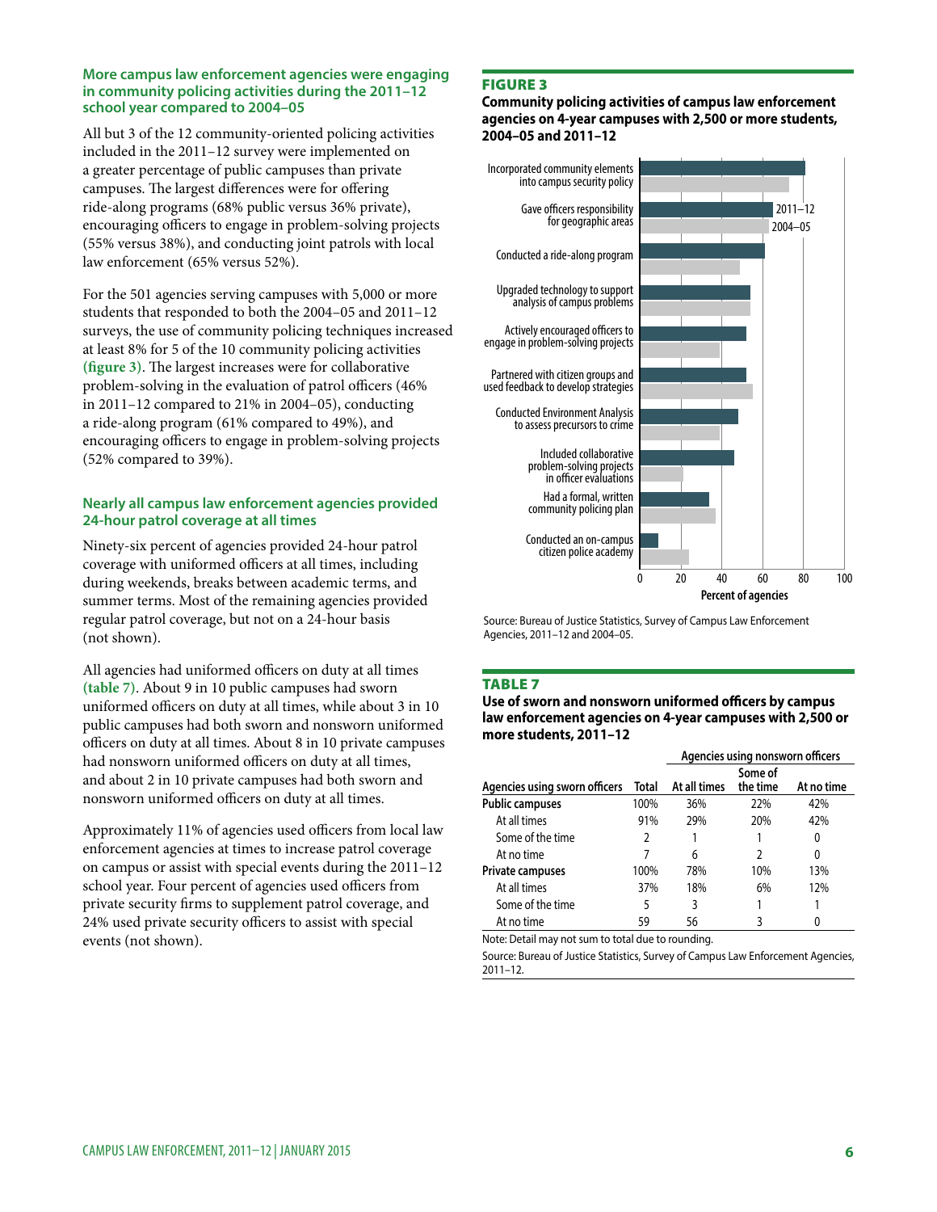### More campus law enforcement agencies were engaging in community policing activities during the 2011–12 school year compared to 2004–05

All but 3 of the 12 community-oriented policing activities included in the 2011–12 survey were implemented on a greater percentage of public campuses than private campuses. The largest differences were for offering ride-along programs (68% public versus 36% private), encouraging officers to engage in problem-solving projects (55% versus 38%), and conducting joint patrols with local law enforcement (65% versus 52%).

For the 501 agencies serving campuses with 5,000 or more students that responded to both the 2004–05 and 2011–12 surveys, the use of community policing techniques increased at least 8% for 5 of the 10 community policing activities **(figure 3)**. The largest increases were for collaborative problem-solving in the evaluation of patrol officers (46% in 2011–12 compared to 21% in 2004–05), conducting a ride-along program (61% compared to 49%), and encouraging officers to engage in problem-solving projects (52% compared to 39%).

### Nearly all campus law enforcement agencies provided 24-hour patrol coverage at all times

Ninety-six percent of agencies provided 24-hour patrol coverage with uniformed officers at all times, including during weekends, breaks between academic terms, and summer terms. Most of the remaining agencies provided regular patrol coverage, but not on a 24-hour basis (not shown).

All agencies had uniformed officers on duty at all times **(table 7)**. About 9 in 10 public campuses had sworn uniformed officers on duty at all times, while about 3 in 10 public campuses had both sworn and nonsworn uniformed officers on duty at all times. About 8 in 10 private campuses had nonsworn uniformed officers on duty at all times, and about 2 in 10 private campuses had both sworn and nonsworn uniformed officers on duty at all times.

Approximately 11% of agencies used officers from local law enforcement agencies at times to increase patrol coverage on campus or assist with special events during the 2011–12 school year. Four percent of agencies used officers from private security firms to supplement patrol coverage, and 24% used private security officers to assist with special events (not shown).

**FIGURE 3**

**Community policing activities of campus law enforcement agencies on 4-year campuses with 2,500 or more students, 2004–05 and 2011–12**

| Activity | 2011–12 | 2004–05 |
|---|---|---|
| Incorporated community elements into campus security policy | ~81 | ~73 |
| Gave officers responsibility for geographic areas | ~65 | ~63 |
| Conducted a ride-along program | ~61 | ~49 |
| Upgraded technology to support analysis of campus problems | ~54 | ~54 |
| Actively encouraged officers to engage in problem-solving projects | ~52 | ~39 |
| Partnered with citizen groups and used feedback to develop strategies | ~52 | ~55 |
| Conducted Environment Analysis to assess precursors to crime | ~48 | ~39 |
| Included collaborative problem-solving projects in officer evaluations | ~46 | ~21 |
| Had a formal, written community policing plan | ~34 | ~37 |
| Conducted an on-campus citizen police academy | ~9 | ~24 |

Percent of agencies (0–100)

Source: Bureau of Justice Statistics, Survey of Campus Law Enforcement Agencies, 2011–12 and 2004–05.

**TABLE 7**

**Use of sworn and nonsworn uniformed officers by campus law enforcement agencies on 4-year campuses with 2,500 or more students, 2011–12**

| | | Agencies using nonsworn officers | | |
|---|---|---|---|---|
| Agencies using sworn officers | Total | At all times | Some of the time | At no time |
| **Public campuses** | 100% | 36% | 22% | 42% |
| At all times | 91% | 29% | 20% | 42% |
| Some of the time | 2 | 1 | 1 | 0 |
| At no time | 7 | 6 | 2 | 0 |
| **Private campuses** | 100% | 78% | 10% | 13% |
| At all times | 37% | 18% | 6% | 12% |
| Some of the time | 5 | 3 | 1 | 1 |
| At no time | 59 | 56 | 3 | 0 |

Note: Detail may not sum to total due to rounding.

Source: Bureau of Justice Statistics, Survey of Campus Law Enforcement Agencies, 2011–12.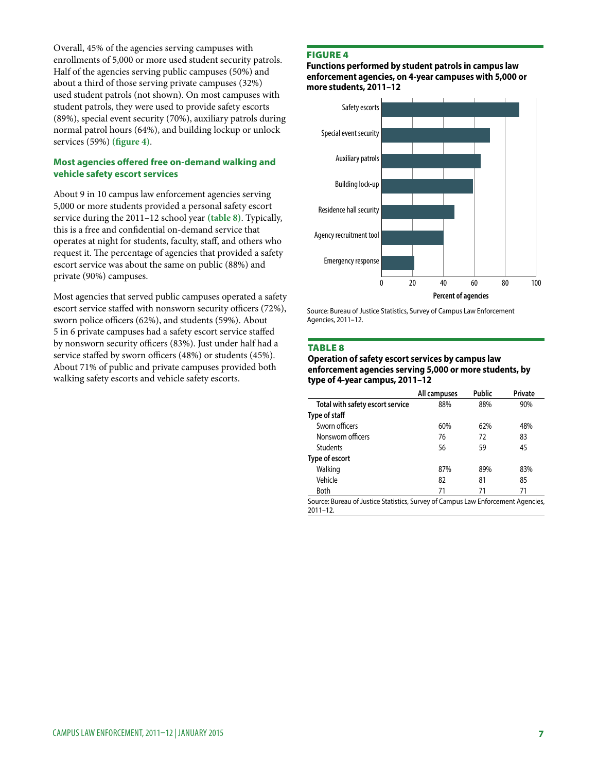Overall, 45% of the agencies serving campuses with enrollments of 5,000 or more used student security patrols. Half of the agencies serving public campuses (50%) and about a third of those serving private campuses (32%) used student patrols (not shown). On most campuses with student patrols, they were used to provide safety escorts (89%), special event security (70%), auxiliary patrols during normal patrol hours (64%), and building lockup or unlock services (59%) **(figure 4)**.

### Most agencies offered free on-demand walking and vehicle safety escort services

About 9 in 10 campus law enforcement agencies serving 5,000 or more students provided a personal safety escort service during the 2011–12 school year **(table 8)**. Typically, this is a free and confidential on-demand service that operates at night for students, faculty, staff, and others who request it. The percentage of agencies that provided a safety escort service was about the same on public (88%) and private (90%) campuses.

Most agencies that served public campuses operated a safety escort service staffed with nonsworn security officers (72%), sworn police officers (62%), and students (59%). About 5 in 6 private campuses had a safety escort service staffed by nonsworn security officers (83%). Just under half had a service staffed by sworn officers (48%) or students (45%). About 71% of public and private campuses provided both walking safety escorts and vehicle safety escorts.

**FIGURE 4**

**Functions performed by student patrols in campus law enforcement agencies, on 4-year campuses with 5,000 or more students, 2011–12**

| Function | Percent of agencies |
|---|---|
| Safety escorts | 89 |
| Special event security | 70 |
| Auxiliary patrols | 64 |
| Building lock-up | 59 |
| Residence hall security | ~47 |
| Agency recruitment tool | ~40 |
| Emergency response | ~21 |

Source: Bureau of Justice Statistics, Survey of Campus Law Enforcement Agencies, 2011–12.

**TABLE 8**

**Operation of safety escort services by campus law enforcement agencies serving 5,000 or more students, by type of 4-year campus, 2011–12**

| | All campuses | Public | Private |
|---|---|---|---|
| **Total with safety escort service** | 88% | 88% | 90% |
| **Type of staff** | | | |
| Sworn officers | 60% | 62% | 48% |
| Nonsworn officers | 76 | 72 | 83 |
| Students | 56 | 59 | 45 |
| **Type of escort** | | | |
| Walking | 87% | 89% | 83% |
| Vehicle | 82 | 81 | 85 |
| Both | 71 | 71 | 71 |

Source: Bureau of Justice Statistics, Survey of Campus Law Enforcement Agencies, 2011–12.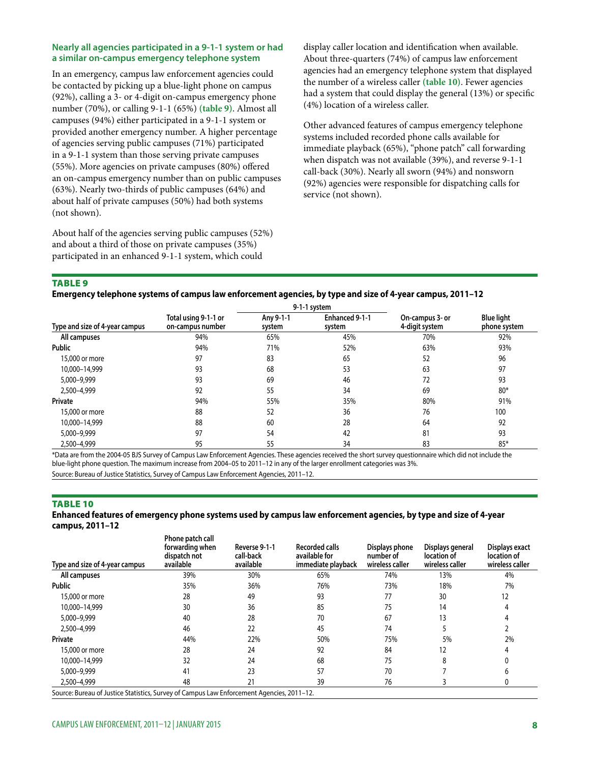### Nearly all agencies participated in a 9-1-1 system or had a similar on-campus emergency telephone system

In an emergency, campus law enforcement agencies could be contacted by picking up a blue-light phone on campus (92%), calling a 3- or 4-digit on-campus emergency phone number (70%), or calling 9-1-1 (65%) **(table 9)**. Almost all campuses (94%) either participated in a 9-1-1 system or provided another emergency number. A higher percentage of agencies serving public campuses (71%) participated in a 9-1-1 system than those serving private campuses (55%). More agencies on private campuses (80%) offered an on-campus emergency number than on public campuses (63%). Nearly two-thirds of public campuses (64%) and about half of private campuses (50%) had both systems (not shown).

About half of the agencies serving public campuses (52%) and about a third of those on private campuses (35%) participated in an enhanced 9-1-1 system, which could display caller location and identification when available. About three-quarters (74%) of campus law enforcement agencies had an emergency telephone system that displayed the number of a wireless caller **(table 10)**. Fewer agencies had a system that could display the general (13%) or specific (4%) location of a wireless caller.

Other advanced features of campus emergency telephone systems included recorded phone calls available for immediate playback (65%), "phone patch" call forwarding when dispatch was not available (39%), and reverse 9-1-1 call-back (30%). Nearly all sworn (94%) and nonsworn (92%) agencies were responsible for dispatching calls for service (not shown).

**TABLE 9**

**Emergency telephone systems of campus law enforcement agencies, by type and size of 4-year campus, 2011–12**

| | | 9-1-1 system | | | |
|---|---|---|---|---|---|
| Type and size of 4-year campus | Total using 9-1-1 or on-campus number | Any 9-1-1 system | Enhanced 9-1-1 system | On-campus 3- or 4-digit system | Blue light phone system |
| **All campuses** | 94% | 65% | 45% | 70% | 92% |
| **Public** | 94% | 71% | 52% | 63% | 93% |
| 15,000 or more | 97 | 83 | 65 | 52 | 96 |
| 10,000–14,999 | 93 | 68 | 53 | 63 | 97 |
| 5,000–9,999 | 93 | 69 | 46 | 72 | 93 |
| 2,500–4,999 | 92 | 55 | 34 | 69 | 80* |
| **Private** | 94% | 55% | 35% | 80% | 91% |
| 15,000 or more | 88 | 52 | 36 | 76 | 100 |
| 10,000–14,999 | 88 | 60 | 28 | 64 | 92 |
| 5,000–9,999 | 97 | 54 | 42 | 81 | 93 |
| 2,500–4,999 | 95 | 55 | 34 | 83 | 85* |

*Data are from the 2004-05 BJS Survey of Campus Law Enforcement Agencies. These agencies received the short survey questionnaire which did not include the blue-light phone question. The maximum increase from 2004–05 to 2011–12 in any of the larger enrollment categories was 3%.

Source: Bureau of Justice Statistics, Survey of Campus Law Enforcement Agencies, 2011–12.

**TABLE 10**

**Enhanced features of emergency phone systems used by campus law enforcement agencies, by type and size of 4-year campus, 2011–12**

| Type and size of 4-year campus | Phone patch call forwarding when dispatch not available | Reverse 9-1-1 call-back available | Recorded calls available for immediate playback | Displays phone number of wireless caller | Displays general location of wireless caller | Displays exact location of wireless caller |
|---|---|---|---|---|---|---|
| **All campuses** | 39% | 30% | 65% | 74% | 13% | 4% |
| **Public** | 35% | 36% | 76% | 73% | 18% | 7% |
| 15,000 or more | 28 | 49 | 93 | 77 | 30 | 12 |
| 10,000–14,999 | 30 | 36 | 85 | 75 | 14 | 4 |
| 5,000–9,999 | 40 | 28 | 70 | 67 | 13 | 4 |
| 2,500–4,999 | 46 | 22 | 45 | 74 | 5 | 2 |
| **Private** | 44% | 22% | 50% | 75% | 5% | 2% |
| 15,000 or more | 28 | 24 | 92 | 84 | 12 | 4 |
| 10,000–14,999 | 32 | 24 | 68 | 75 | 8 | 0 |
| 5,000–9,999 | 41 | 23 | 57 | 70 | 7 | 6 |
| 2,500–4,999 | 48 | 21 | 39 | 76 | 3 | 0 |

Source: Bureau of Justice Statistics, Survey of Campus Law Enforcement Agencies, 2011–12.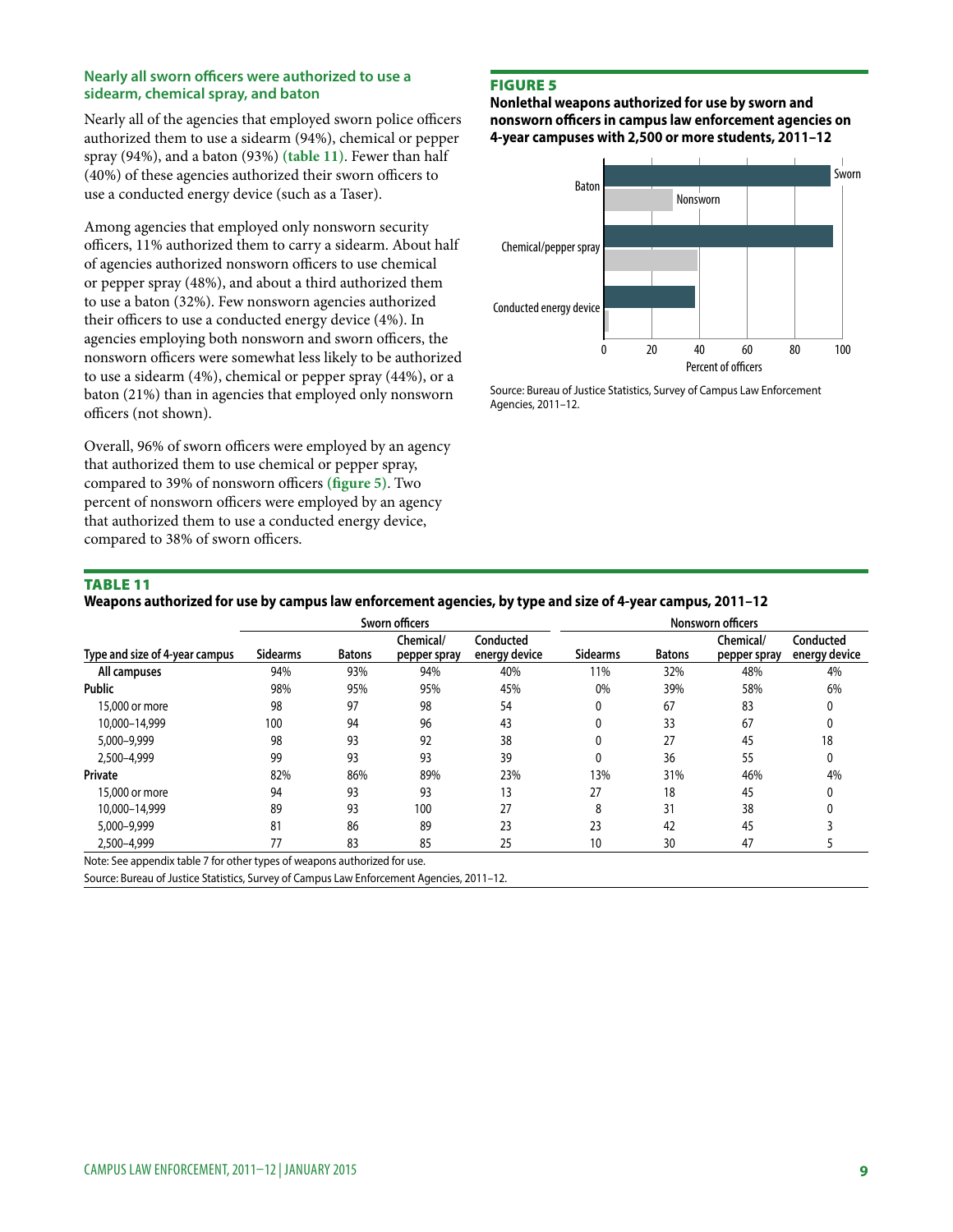### Nearly all sworn officers were authorized to use a sidearm, chemical spray, and baton

Nearly all of the agencies that employed sworn police officers authorized them to use a sidearm (94%), chemical or pepper spray (94%), and a baton (93%) **(table 11)**. Fewer than half (40%) of these agencies authorized their sworn officers to use a conducted energy device (such as a Taser).

Among agencies that employed only nonsworn security officers, 11% authorized them to carry a sidearm. About half of agencies authorized nonsworn officers to use chemical or pepper spray (48%), and about a third authorized them to use a baton (32%). Few nonsworn agencies authorized their officers to use a conducted energy device (4%). In agencies employing both nonsworn and sworn officers, the nonsworn officers were somewhat less likely to be authorized to use a sidearm (4%), chemical or pepper spray (44%), or a baton (21%) than in agencies that employed only nonsworn officers (not shown).

Overall, 96% of sworn officers were employed by an agency that authorized them to use chemical or pepper spray, compared to 39% of nonsworn officers **(figure 5)**. Two percent of nonsworn officers were employed by an agency that authorized them to use a conducted energy device, compared to 38% of sworn officers.

**FIGURE 5**

**Nonlethal weapons authorized for use by sworn and nonsworn officers in campus law enforcement agencies on 4-year campuses with 2,500 or more students, 2011–12**

Source: Bureau of Justice Statistics, Survey of Campus Law Enforcement Agencies, 2011–12.

**TABLE 11**

**Weapons authorized for use by campus law enforcement agencies, by type and size of 4-year campus, 2011–12**

| | Sworn officers | | | | Nonsworn officers | | | |
|---|---|---|---|---|---|---|---|---|
| Type and size of 4-year campus | Sidearms | Batons | Chemical/ pepper spray | Conducted energy device | Sidearms | Batons | Chemical/ pepper spray | Conducted energy device |
| **All campuses** | 94% | 93% | 94% | 40% | 11% | 32% | 48% | 4% |
| **Public** | 98% | 95% | 95% | 45% | 0% | 39% | 58% | 6% |
| 15,000 or more | 98 | 97 | 98 | 54 | 0 | 67 | 83 | 0 |
| 10,000–14,999 | 100 | 94 | 96 | 43 | 0 | 33 | 67 | 0 |
| 5,000–9,999 | 98 | 93 | 92 | 38 | 0 | 27 | 45 | 18 |
| 2,500–4,999 | 99 | 93 | 93 | 39 | 0 | 36 | 55 | 0 |
| **Private** | 82% | 86% | 89% | 23% | 13% | 31% | 46% | 4% |
| 15,000 or more | 94 | 93 | 93 | 13 | 27 | 18 | 45 | 0 |
| 10,000–14,999 | 89 | 93 | 100 | 27 | 8 | 31 | 38 | 0 |
| 5,000–9,999 | 81 | 86 | 89 | 23 | 23 | 42 | 45 | 3 |
| 2,500–4,999 | 77 | 83 | 85 | 25 | 10 | 30 | 47 | 5 |

Note: See appendix table 7 for other types of weapons authorized for use.

Source: Bureau of Justice Statistics, Survey of Campus Law Enforcement Agencies, 2011–12.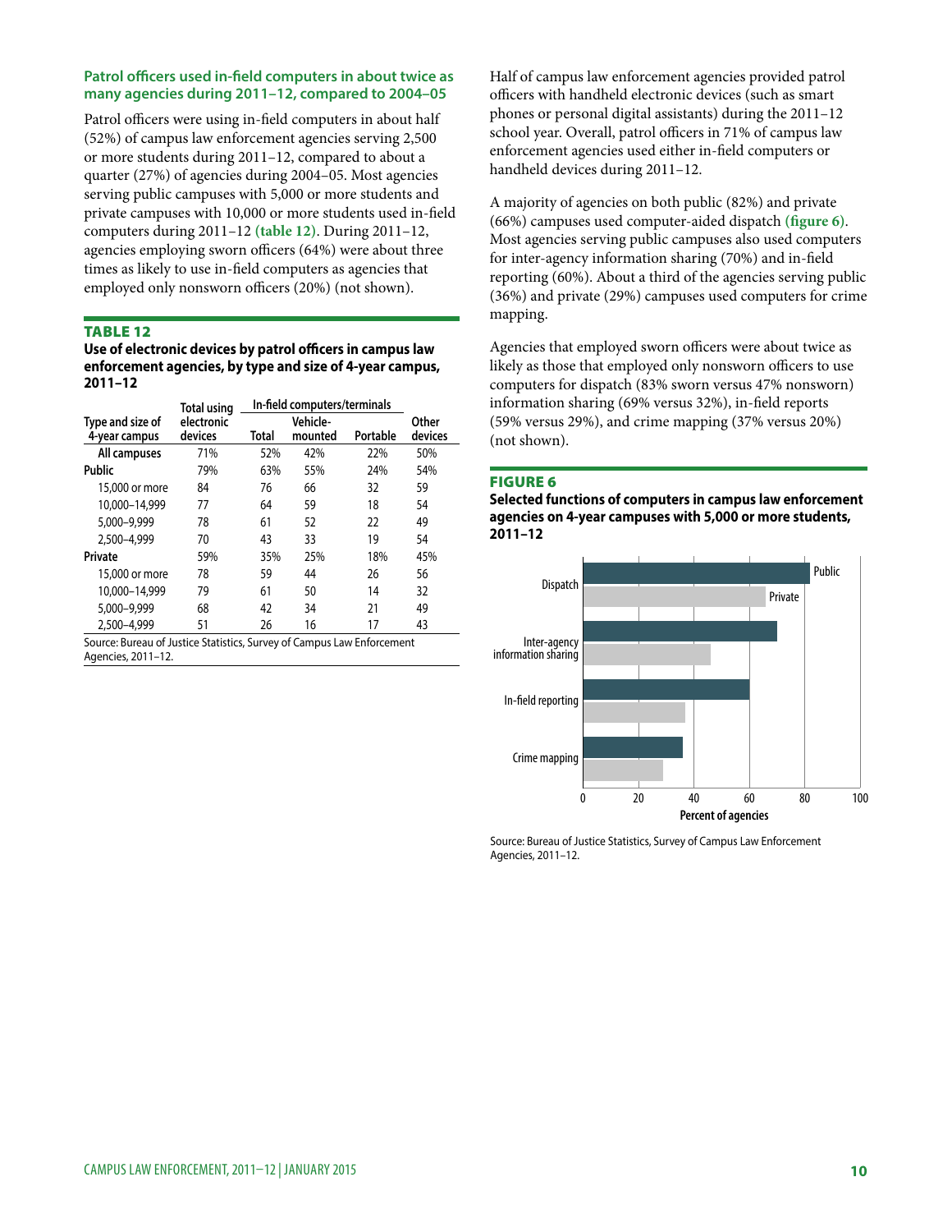### Patrol officers used in-field computers in about twice as many agencies during 2011–12, compared to 2004–05

Patrol officers were using in-field computers in about half (52%) of campus law enforcement agencies serving 2,500 or more students during 2011–12, compared to about a quarter (27%) of agencies during 2004–05. Most agencies serving public campuses with 5,000 or more students and private campuses with 10,000 or more students used in-field computers during 2011–12 **(table 12)**. During 2011–12, agencies employing sworn officers (64%) were about three times as likely to use in-field computers as agencies that employed only nonsworn officers (20%) (not shown).

**TABLE 12**

**Use of electronic devices by patrol officers in campus law enforcement agencies, by type and size of 4-year campus, 2011–12**

| Type and size of 4-year campus | Total using electronic devices | In-field computers/terminals | | | Other devices |
|---|---|---|---|---|---|
| | | Total | Vehicle-mounted | Portable | |
| All campuses | 71% | 52% | 42% | 22% | 50% |
| Public | 79% | 63% | 55% | 24% | 54% |
| 15,000 or more | 84 | 76 | 66 | 32 | 59 |
| 10,000–14,999 | 77 | 64 | 59 | 18 | 54 |
| 5,000–9,999 | 78 | 61 | 52 | 22 | 49 |
| 2,500–4,999 | 70 | 43 | 33 | 19 | 54 |
| Private | 59% | 35% | 25% | 18% | 45% |
| 15,000 or more | 78 | 59 | 44 | 26 | 56 |
| 10,000–14,999 | 79 | 61 | 50 | 14 | 32 |
| 5,000–9,999 | 68 | 42 | 34 | 21 | 49 |
| 2,500–4,999 | 51 | 26 | 16 | 17 | 43 |

Source: Bureau of Justice Statistics, Survey of Campus Law Enforcement Agencies, 2011–12.

Half of campus law enforcement agencies provided patrol officers with handheld electronic devices (such as smart phones or personal digital assistants) during the 2011–12 school year. Overall, patrol officers in 71% of campus law enforcement agencies used either in-field computers or handheld devices during 2011–12.

A majority of agencies on both public (82%) and private (66%) campuses used computer-aided dispatch **(figure 6)**. Most agencies serving public campuses also used computers for inter-agency information sharing (70%) and in-field reporting (60%). About a third of the agencies serving public (36%) and private (29%) campuses used computers for crime mapping.

Agencies that employed sworn officers were about twice as likely as those that employed only nonsworn officers to use computers for dispatch (83% sworn versus 47% nonsworn) information sharing (69% versus 32%), in-field reports (59% versus 29%), and crime mapping (37% versus 20%) (not shown).

**FIGURE 6**

**Selected functions of computers in campus law enforcement agencies on 4-year campuses with 5,000 or more students, 2011–12**

Source: Bureau of Justice Statistics, Survey of Campus Law Enforcement Agencies, 2011–12.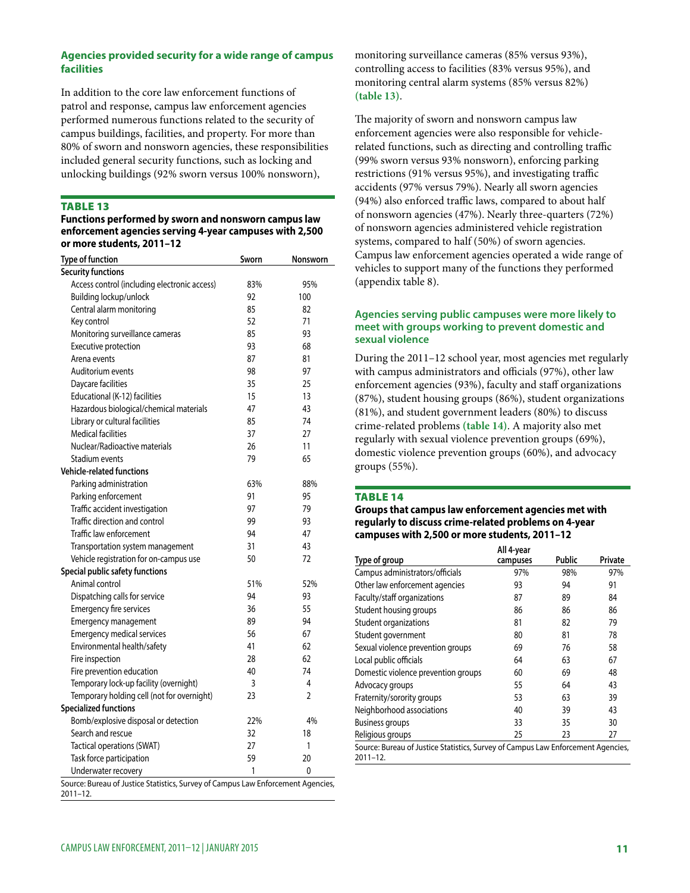### Agencies provided security for a wide range of campus facilities

In addition to the core law enforcement functions of patrol and response, campus law enforcement agencies performed numerous functions related to the security of campus buildings, facilities, and property. For more than 80% of sworn and nonsworn agencies, these responsibilities included general security functions, such as locking and unlocking buildings (92% sworn versus 100% nonsworn), monitoring surveillance cameras (85% versus 93%), controlling access to facilities (83% versus 95%), and monitoring central alarm systems (85% versus 82%) **(table 13)**.

**TABLE 13**

**Functions performed by sworn and nonsworn campus law enforcement agencies serving 4-year campuses with 2,500 or more students, 2011–12**

| Type of function | Sworn | Nonsworn |
|---|---|---|
| **Security functions** | | |
| Access control (including electronic access) | 83% | 95% |
| Building lockup/unlock | 92 | 100 |
| Central alarm monitoring | 85 | 82 |
| Key control | 52 | 71 |
| Monitoring surveillance cameras | 85 | 93 |
| Executive protection | 93 | 68 |
| Arena events | 87 | 81 |
| Auditorium events | 98 | 97 |
| Daycare facilities | 35 | 25 |
| Educational (K-12) facilities | 15 | 13 |
| Hazardous biological/chemical materials | 47 | 43 |
| Library or cultural facilities | 85 | 74 |
| Medical facilities | 37 | 27 |
| Nuclear/Radioactive materials | 26 | 11 |
| Stadium events | 79 | 65 |
| **Vehicle-related functions** | | |
| Parking administration | 63% | 88% |
| Parking enforcement | 91 | 95 |
| Traffic accident investigation | 97 | 79 |
| Traffic direction and control | 99 | 93 |
| Traffic law enforcement | 94 | 47 |
| Transportation system management | 31 | 43 |
| Vehicle registration for on-campus use | 50 | 72 |
| **Special public safety functions** | | |
| Animal control | 51% | 52% |
| Dispatching calls for service | 94 | 93 |
| Emergency fire services | 36 | 55 |
| Emergency management | 89 | 94 |
| Emergency medical services | 56 | 67 |
| Environmental health/safety | 41 | 62 |
| Fire inspection | 28 | 62 |
| Fire prevention education | 40 | 74 |
| Temporary lock-up facility (overnight) | 3 | 4 |
| Temporary holding cell (not for overnight) | 23 | 2 |
| **Specialized functions** | | |
| Bomb/explosive disposal or detection | 22% | 4% |
| Search and rescue | 32 | 18 |
| Tactical operations (SWAT) | 27 | 1 |
| Task force participation | 59 | 20 |
| Underwater recovery | 1 | 0 |

Source: Bureau of Justice Statistics, Survey of Campus Law Enforcement Agencies, 2011–12.

The majority of sworn and nonsworn campus law enforcement agencies were also responsible for vehicle-related functions, such as directing and controlling traffic (99% sworn versus 93% nonsworn), enforcing parking restrictions (91% versus 95%), and investigating traffic accidents (97% versus 79%). Nearly all sworn agencies (94%) also enforced traffic laws, compared to about half of nonsworn agencies (47%). Nearly three-quarters (72%) of nonsworn agencies administered vehicle registration systems, compared to half (50%) of sworn agencies. Campus law enforcement agencies operated a wide range of vehicles to support many of the functions they performed (appendix table 8).

### Agencies serving public campuses were more likely to meet with groups working to prevent domestic and sexual violence

During the 2011–12 school year, most agencies met regularly with campus administrators and officials (97%), other law enforcement agencies (93%), faculty and staff organizations (87%), student housing groups (86%), student organizations (81%), and student government leaders (80%) to discuss crime-related problems **(table 14)**. A majority also met regularly with sexual violence prevention groups (69%), domestic violence prevention groups (60%), and advocacy groups (55%).

**TABLE 14**

**Groups that campus law enforcement agencies met with regularly to discuss crime-related problems on 4-year campuses with 2,500 or more students, 2011–12**

| Type of group | All 4-year campuses | Public | Private |
|---|---|---|---|
| Campus administrators/officials | 97% | 98% | 97% |
| Other law enforcement agencies | 93 | 94 | 91 |
| Faculty/staff organizations | 87 | 89 | 84 |
| Student housing groups | 86 | 86 | 86 |
| Student organizations | 81 | 82 | 79 |
| Student government | 80 | 81 | 78 |
| Sexual violence prevention groups | 69 | 76 | 58 |
| Local public officials | 64 | 63 | 67 |
| Domestic violence prevention groups | 60 | 69 | 48 |
| Advocacy groups | 55 | 64 | 43 |
| Fraternity/sorority groups | 53 | 63 | 39 |
| Neighborhood associations | 40 | 39 | 43 |
| Business groups | 33 | 35 | 30 |
| Religious groups | 25 | 23 | 27 |

Source: Bureau of Justice Statistics, Survey of Campus Law Enforcement Agencies, 2011–12.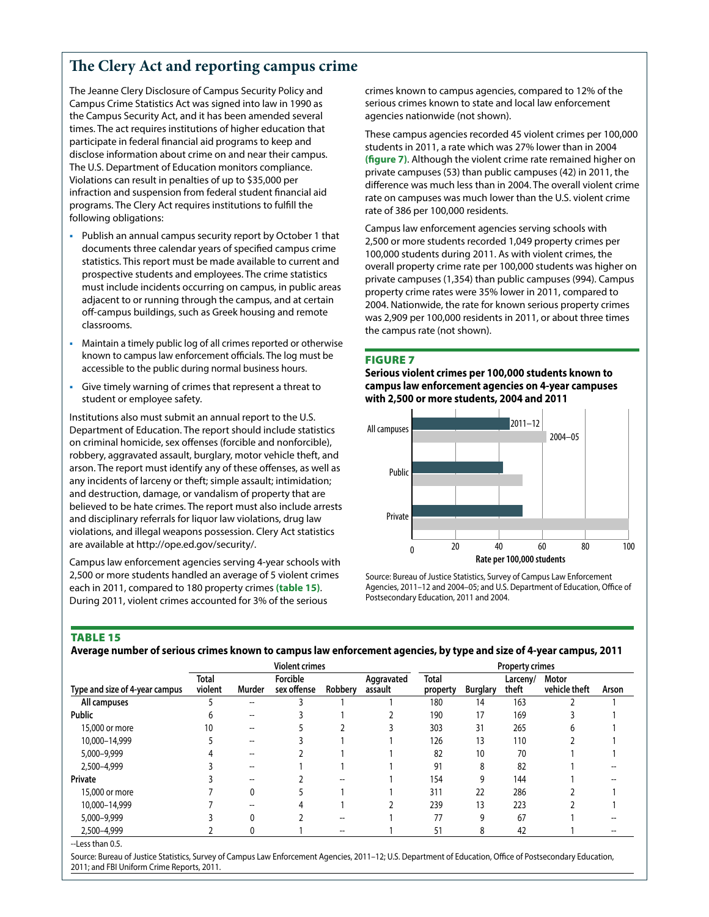## The Clery Act and reporting campus crime

The Jeanne Clery Disclosure of Campus Security Policy and Campus Crime Statistics Act was signed into law in 1990 as the Campus Security Act, and it has been amended several times. The act requires institutions of higher education that participate in federal financial aid programs to keep and disclose information about crime on and near their campus. The U.S. Department of Education monitors compliance. Violations can result in penalties of up to $35,000 per infraction and suspension from federal student financial aid programs. The Clery Act requires institutions to fulfill the following obligations:

- Publish an annual campus security report by October 1 that documents three calendar years of specified campus crime statistics. This report must be made available to current and prospective students and employees. The crime statistics must include incidents occurring on campus, in public areas adjacent to or running through the campus, and at certain off-campus buildings, such as Greek housing and remote classrooms.
- Maintain a timely public log of all crimes reported or otherwise known to campus law enforcement officials. The log must be accessible to the public during normal business hours.
- Give timely warning of crimes that represent a threat to student or employee safety.

Institutions also must submit an annual report to the U.S. Department of Education. The report should include statistics on criminal homicide, sex offenses (forcible and nonforcible), robbery, aggravated assault, burglary, motor vehicle theft, and arson. The report must identify any of these offenses, as well as any incidents of larceny or theft; simple assault; intimidation; and destruction, damage, or vandalism of property that are believed to be hate crimes. The report must also include arrests and disciplinary referrals for liquor law violations, drug law violations, and illegal weapons possession. Clery Act statistics are available at http://ope.ed.gov/security/.

Campus law enforcement agencies serving 4-year schools with 2,500 or more students handled an average of 5 violent crimes each in 2011, compared to 180 property crimes **(table 15)**. During 2011, violent crimes accounted for 3% of the serious crimes known to campus agencies, compared to 12% of the serious crimes known to state and local law enforcement agencies nationwide (not shown).

These campus agencies recorded 45 violent crimes per 100,000 students in 2011, a rate which was 27% lower than in 2004 **(figure 7)**. Although the violent crime rate remained higher on private campuses (53) than public campuses (42) in 2011, the difference was much less than in 2004. The overall violent crime rate on campuses was much lower than the U.S. violent crime rate of 386 per 100,000 residents.

Campus law enforcement agencies serving schools with 2,500 or more students recorded 1,049 property crimes per 100,000 students during 2011. As with violent crimes, the overall property crime rate per 100,000 students was higher on private campuses (1,354) than public campuses (994). Campus property crime rates were 35% lower in 2011, compared to 2004. Nationwide, the rate for known serious property crimes was 2,909 per 100,000 residents in 2011, or about three times the campus rate (not shown).

**FIGURE 7**

**Serious violent crimes per 100,000 students known to campus law enforcement agencies on 4-year campuses with 2,500 or more students, 2004 and 2011**

Source: Bureau of Justice Statistics, Survey of Campus Law Enforcement Agencies, 2011–12 and 2004–05; and U.S. Department of Education, Office of Postsecondary Education, 2011 and 2004.

**TABLE 15**

**Average number of serious crimes known to campus law enforcement agencies, by type and size of 4-year campus, 2011**

| | Violent crimes | | | | | Property crimes | | | | |
|---|---|---|---|---|---|---|---|---|---|---|
| Type and size of 4-year campus | Total violent | Murder | Forcible sex offense | Robbery | Aggravated assault | Total property | Burglary | Larceny/theft | Motor vehicle theft | Arson |
| All campuses | 5 | -- | 3 | 1 | 1 | 180 | 14 | 163 | 2 | 1 |
| Public | 6 | -- | 3 | 1 | 2 | 190 | 17 | 169 | 3 | 1 |
| 15,000 or more | 10 | -- | 5 | 2 | 3 | 303 | 31 | 265 | 6 | 1 |
| 10,000–14,999 | 5 | -- | 3 | 1 | 1 | 126 | 13 | 110 | 2 | 1 |
| 5,000–9,999 | 4 | -- | 2 | 1 | 1 | 82 | 10 | 70 | 1 | 1 |
| 2,500–4,999 | 3 | -- | 1 | 1 | 1 | 91 | 8 | 82 | 1 | -- |
| Private | 3 | -- | 2 | -- | 1 | 154 | 9 | 144 | 1 | -- |
| 15,000 or more | 7 | 0 | 5 | 1 | 1 | 311 | 22 | 286 | 2 | 1 |
| 10,000–14,999 | 7 | -- | 4 | 1 | 2 | 239 | 13 | 223 | 2 | 1 |
| 5,000–9,999 | 3 | 0 | 2 | -- | 1 | 77 | 9 | 67 | 1 | -- |
| 2,500–4,999 | 2 | 0 | 1 | -- | 1 | 51 | 8 | 42 | 1 | -- |

--Less than 0.5.

Source: Bureau of Justice Statistics, Survey of Campus Law Enforcement Agencies, 2011–12; U.S. Department of Education, Office of Postsecondary Education, 2011; and FBI Uniform Crime Reports, 2011.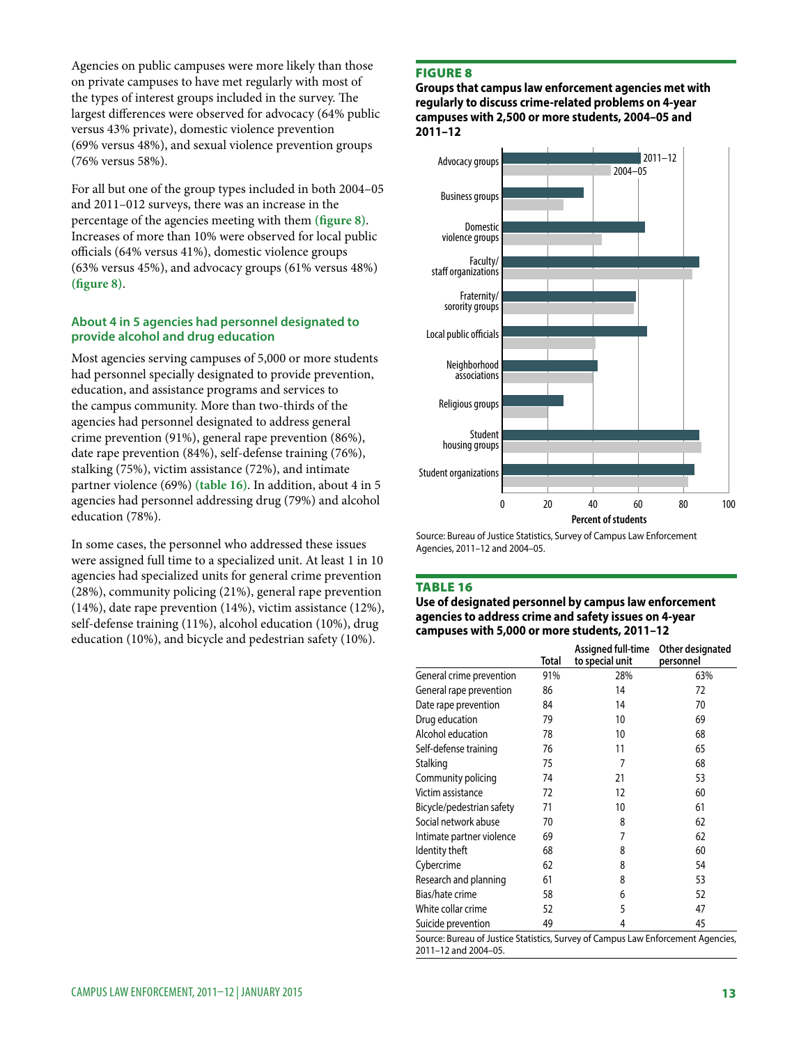Agencies on public campuses were more likely than those on private campuses to have met regularly with most of the types of interest groups included in the survey. The largest differences were observed for advocacy (64% public versus 43% private), domestic violence prevention (69% versus 48%), and sexual violence prevention groups (76% versus 58%).

For all but one of the group types included in both 2004–05 and 2011–012 surveys, there was an increase in the percentage of the agencies meeting with them **(figure 8)**. Increases of more than 10% were observed for local public officials (64% versus 41%), domestic violence groups (63% versus 45%), and advocacy groups (61% versus 48%) **(figure 8)**.

### About 4 in 5 agencies had personnel designated to provide alcohol and drug education

Most agencies serving campuses of 5,000 or more students had personnel specially designated to provide prevention, education, and assistance programs and services to the campus community. More than two-thirds of the agencies had personnel designated to address general crime prevention (91%), general rape prevention (86%), date rape prevention (84%), self-defense training (76%), stalking (75%), victim assistance (72%), and intimate partner violence (69%) **(table 16)**. In addition, about 4 in 5 agencies had personnel addressing drug (79%) and alcohol education (78%).

In some cases, the personnel who addressed these issues were assigned full time to a specialized unit. At least 1 in 10 agencies had specialized units for general crime prevention (28%), community policing (21%), general rape prevention (14%), date rape prevention (14%), victim assistance (12%), self-defense training (11%), alcohol education (10%), drug education (10%), and bicycle and pedestrian safety (10%).

**FIGURE 8**

**Groups that campus law enforcement agencies met with regularly to discuss crime-related problems on 4-year campuses with 2,500 or more students, 2004–05 and 2011–12**

Source: Bureau of Justice Statistics, Survey of Campus Law Enforcement Agencies, 2011–12 and 2004–05.

**TABLE 16**

**Use of designated personnel by campus law enforcement agencies to address crime and safety issues on 4-year campuses with 5,000 or more students, 2011–12**

| | Total | Assigned full-time to special unit | Other designated personnel |
|---|---|---|---|
| General crime prevention | 91% | 28% | 63% |
| General rape prevention | 86 | 14 | 72 |
| Date rape prevention | 84 | 14 | 70 |
| Drug education | 79 | 10 | 69 |
| Alcohol education | 78 | 10 | 68 |
| Self-defense training | 76 | 11 | 65 |
| Stalking | 75 | 7 | 68 |
| Community policing | 74 | 21 | 53 |
| Victim assistance | 72 | 12 | 60 |
| Bicycle/pedestrian safety | 71 | 10 | 61 |
| Social network abuse | 70 | 8 | 62 |
| Intimate partner violence | 69 | 7 | 62 |
| Identity theft | 68 | 8 | 60 |
| Cybercrime | 62 | 8 | 54 |
| Research and planning | 61 | 8 | 53 |
| Bias/hate crime | 58 | 6 | 52 |
| White collar crime | 52 | 5 | 47 |
| Suicide prevention | 49 | 4 | 45 |

Source: Bureau of Justice Statistics, Survey of Campus Law Enforcement Agencies, 2011–12 and 2004–05.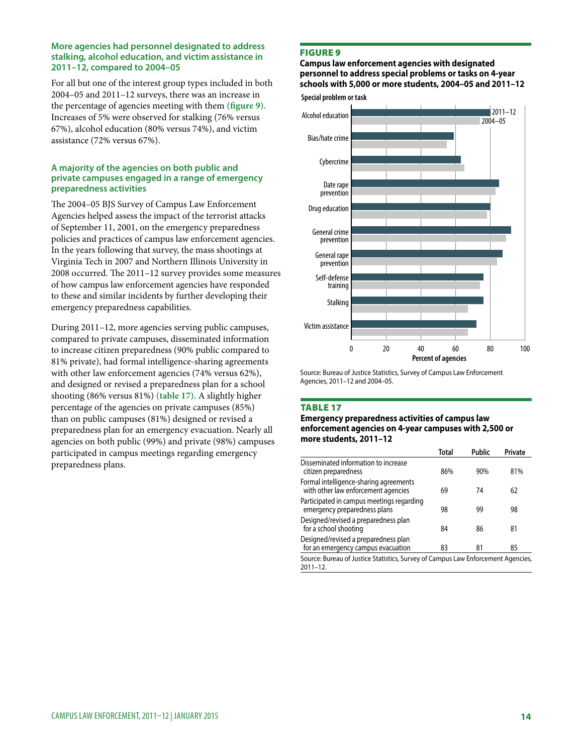### More agencies had personnel designated to address stalking, alcohol education, and victim assistance in 2011–12, compared to 2004–05

For all but one of the interest group types included in both 2004–05 and 2011–12 surveys, there was an increase in the percentage of agencies meeting with them **(figure 9)**. Increases of 5% were observed for stalking (76% versus 67%), alcohol education (80% versus 74%), and victim assistance (72% versus 67%).

### A majority of the agencies on both public and private campuses engaged in a range of emergency preparedness activities

The 2004–05 BJS Survey of Campus Law Enforcement Agencies helped assess the impact of the terrorist attacks of September 11, 2001, on the emergency preparedness policies and practices of campus law enforcement agencies. In the years following that survey, the mass shootings at Virginia Tech in 2007 and Northern Illinois University in 2008 occurred. The 2011–12 survey provides some measures of how campus law enforcement agencies have responded to these and similar incidents by further developing their emergency preparedness capabilities.

During 2011–12, more agencies serving public campuses, compared to private campuses, disseminated information to increase citizen preparedness (90% public compared to 81% private), had formal intelligence-sharing agreements with other law enforcement agencies (74% versus 62%), and designed or revised a preparedness plan for a school shooting (86% versus 81%) **(table 17)**. A slightly higher percentage of the agencies on private campuses (85%) than on public campuses (81%) designed or revised a preparedness plan for an emergency evacuation. Nearly all agencies on both public (99%) and private (98%) campuses participated in campus meetings regarding emergency preparedness plans.

**FIGURE 9**

**Campus law enforcement agencies with designated personnel to address special problems or tasks on 4-year schools with 5,000 or more students, 2004–05 and 2011–12**

Special problem or task: Alcohol education; Bias/hate crime; Cybercrime; Date rape prevention; Drug education; General crime prevention; General rape prevention; Self-defense training; Stalking; Victim assistance

Legend: 2011–12; 2004–05

Percent of agencies: 0, 20, 40, 60, 80, 100

Source: Bureau of Justice Statistics, Survey of Campus Law Enforcement Agencies, 2011–12 and 2004–05.

**TABLE 17**

**Emergency preparedness activities of campus law enforcement agencies on 4-year campuses with 2,500 or more students, 2011–12**

| | Total | Public | Private |
|---|---|---|---|
| Disseminated information to increase citizen preparedness | 86% | 90% | 81% |
| Formal intelligence-sharing agreements with other law enforcement agencies | 69 | 74 | 62 |
| Participated in campus meetings regarding emergency preparedness plans | 98 | 99 | 98 |
| Designed/revised a preparedness plan for a school shooting | 84 | 86 | 81 |
| Designed/revised a preparedness plan for an emergency campus evacuation | 83 | 81 | 85 |

Source: Bureau of Justice Statistics, Survey of Campus Law Enforcement Agencies, 2011–12.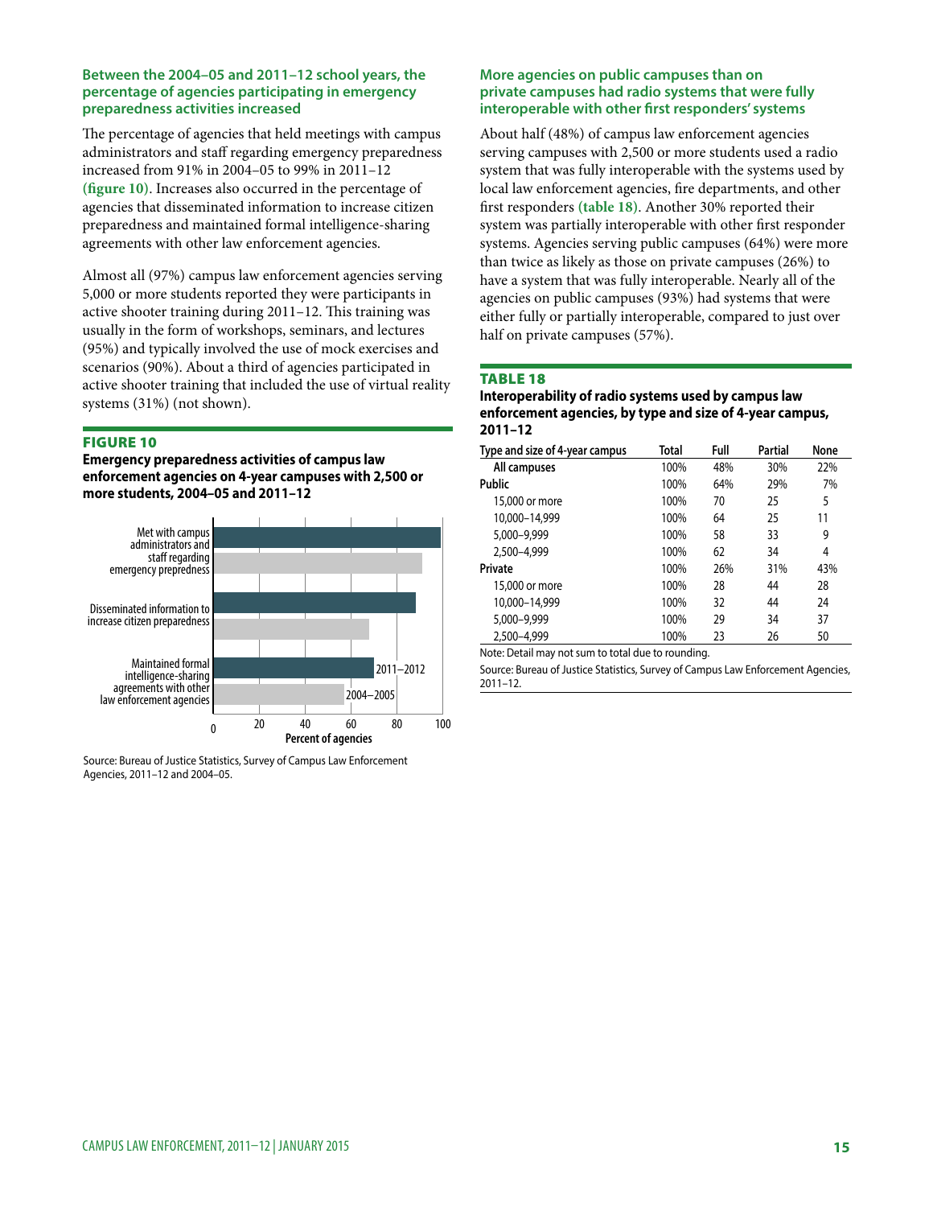### Between the 2004–05 and 2011–12 school years, the percentage of agencies participating in emergency preparedness activities increased

The percentage of agencies that held meetings with campus administrators and staff regarding emergency preparedness increased from 91% in 2004–05 to 99% in 2011–12 **(figure 10)**. Increases also occurred in the percentage of agencies that disseminated information to increase citizen preparedness and maintained formal intelligence-sharing agreements with other law enforcement agencies.

Almost all (97%) campus law enforcement agencies serving 5,000 or more students reported they were participants in active shooter training during 2011–12. This training was usually in the form of workshops, seminars, and lectures (95%) and typically involved the use of mock exercises and scenarios (90%). About a third of agencies participated in active shooter training that included the use of virtual reality systems (31%) (not shown).

**FIGURE 10**

**Emergency preparedness activities of campus law enforcement agencies on 4-year campuses with 2,500 or more students, 2004–05 and 2011–12**

Met with campus administrators and staff regarding emergency prepredness

Disseminated information to increase citizen preparedness

Maintained formal intelligence-sharing agreements with other law enforcement agencies

2011–2012

2004–2005

0 20 40 60 80 100

Percent of agencies

Source: Bureau of Justice Statistics, Survey of Campus Law Enforcement Agencies, 2011–12 and 2004–05.

### More agencies on public campuses than on private campuses had radio systems that were fully interoperable with other first responders' systems

About half (48%) of campus law enforcement agencies serving campuses with 2,500 or more students used a radio system that was fully interoperable with the systems used by local law enforcement agencies, fire departments, and other first responders **(table 18)**. Another 30% reported their system was partially interoperable with other first responder systems. Agencies serving public campuses (64%) were more than twice as likely as those on private campuses (26%) to have a system that was fully interoperable. Nearly all of the agencies on public campuses (93%) had systems that were either fully or partially interoperable, compared to just over half on private campuses (57%).

**TABLE 18**

**Interoperability of radio systems used by campus law enforcement agencies, by type and size of 4-year campus, 2011–12**

| Type and size of 4-year campus | Total | Full | Partial | None |
|---|---|---|---|---|
| All campuses | 100% | 48% | 30% | 22% |
| **Public** | 100% | 64% | 29% | 7% |
| 15,000 or more | 100% | 70 | 25 | 5 |
| 10,000–14,999 | 100% | 64 | 25 | 11 |
| 5,000–9,999 | 100% | 58 | 33 | 9 |
| 2,500–4,999 | 100% | 62 | 34 | 4 |
| **Private** | 100% | 26% | 31% | 43% |
| 15,000 or more | 100% | 28 | 44 | 28 |
| 10,000–14,999 | 100% | 32 | 44 | 24 |
| 5,000–9,999 | 100% | 29 | 34 | 37 |
| 2,500–4,999 | 100% | 23 | 26 | 50 |

Note: Detail may not sum to total due to rounding.

Source: Bureau of Justice Statistics, Survey of Campus Law Enforcement Agencies, 2011–12.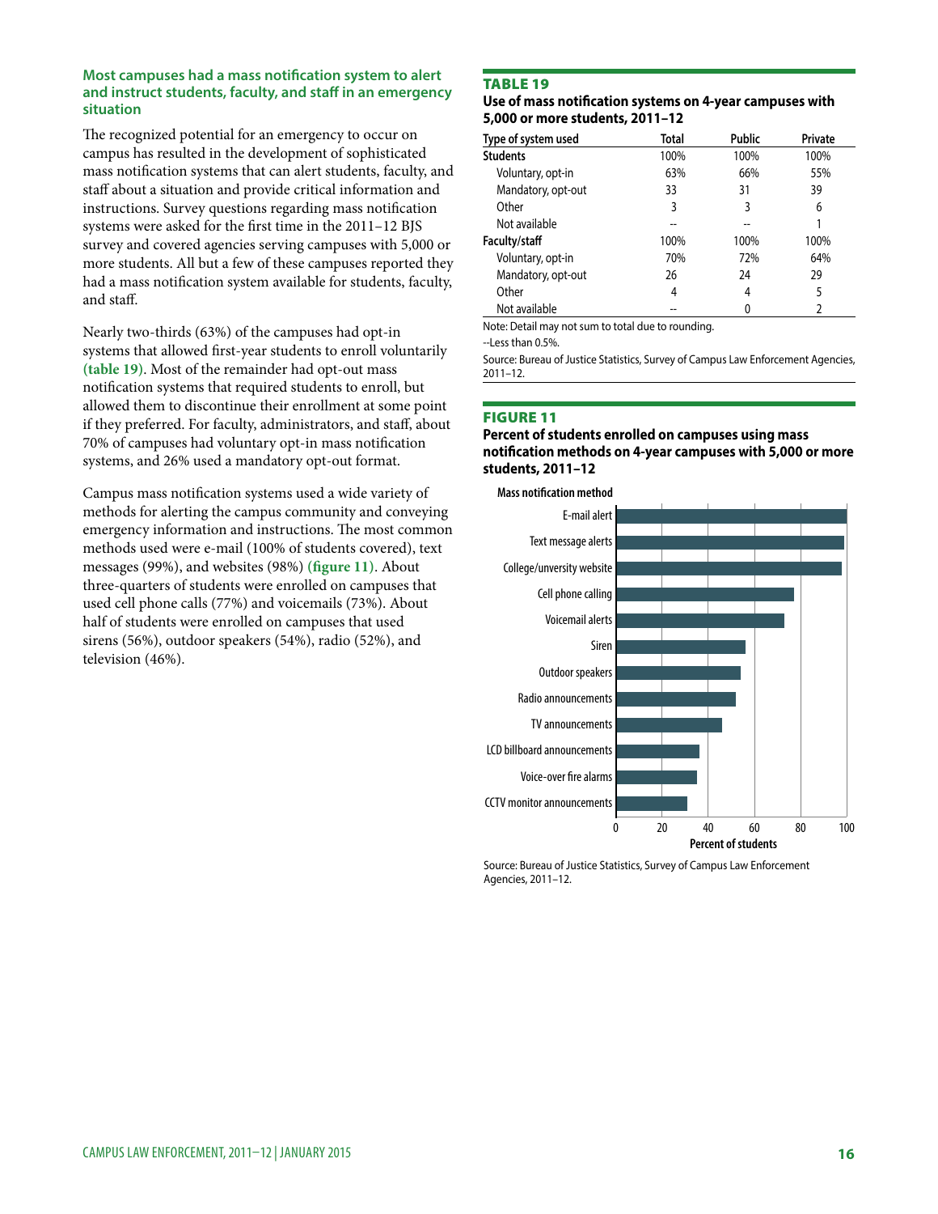**Most campuses had a mass notification system to alert and instruct students, faculty, and staff in an emergency situation**

The recognized potential for an emergency to occur on campus has resulted in the development of sophisticated mass notification systems that can alert students, faculty, and staff about a situation and provide critical information and instructions. Survey questions regarding mass notification systems were asked for the first time in the 2011–12 BJS survey and covered agencies serving campuses with 5,000 or more students. All but a few of these campuses reported they had a mass notification system available for students, faculty, and staff.

Nearly two-thirds (63%) of the campuses had opt-in systems that allowed first-year students to enroll voluntarily **(table 19)**. Most of the remainder had opt-out mass notification systems that required students to enroll, but allowed them to discontinue their enrollment at some point if they preferred. For faculty, administrators, and staff, about 70% of campuses had voluntary opt-in mass notification systems, and 26% used a mandatory opt-out format.

Campus mass notification systems used a wide variety of methods for alerting the campus community and conveying emergency information and instructions. The most common methods used were e-mail (100% of students covered), text messages (99%), and websites (98%) **(figure 11)**. About three-quarters of students were enrolled on campuses that used cell phone calls (77%) and voicemails (73%). About half of students were enrolled on campuses that used sirens (56%), outdoor speakers (54%), radio (52%), and television (46%).

**TABLE 19**

**Use of mass notification systems on 4-year campuses with 5,000 or more students, 2011–12**

| Type of system used | Total | Public | Private |
|---|---|---|---|
| **Students** | 100% | 100% | 100% |
| Voluntary, opt-in | 63% | 66% | 55% |
| Mandatory, opt-out | 33 | 31 | 39 |
| Other | 3 | 3 | 6 |
| Not available | -- | -- | 1 |
| **Faculty/staff** | 100% | 100% | 100% |
| Voluntary, opt-in | 70% | 72% | 64% |
| Mandatory, opt-out | 26 | 24 | 29 |
| Other | 4 | 4 | 5 |
| Not available | -- | 0 | 2 |

Note: Detail may not sum to total due to rounding.

--Less than 0.5%.

Source: Bureau of Justice Statistics, Survey of Campus Law Enforcement Agencies, 2011–12.

**FIGURE 11**

**Percent of students enrolled on campuses using mass notification methods on 4-year campuses with 5,000 or more students, 2011–12**

Mass notification method: E-mail alert, Text message alerts, College/unversity website, Cell phone calling, Voicemail alerts, Siren, Outdoor speakers, Radio announcements, TV announcements, LCD billboard announcements, Voice-over fire alarms, CCTV monitor announcements

Percent of students: 0, 20, 40, 60, 80, 100

Source: Bureau of Justice Statistics, Survey of Campus Law Enforcement Agencies, 2011–12.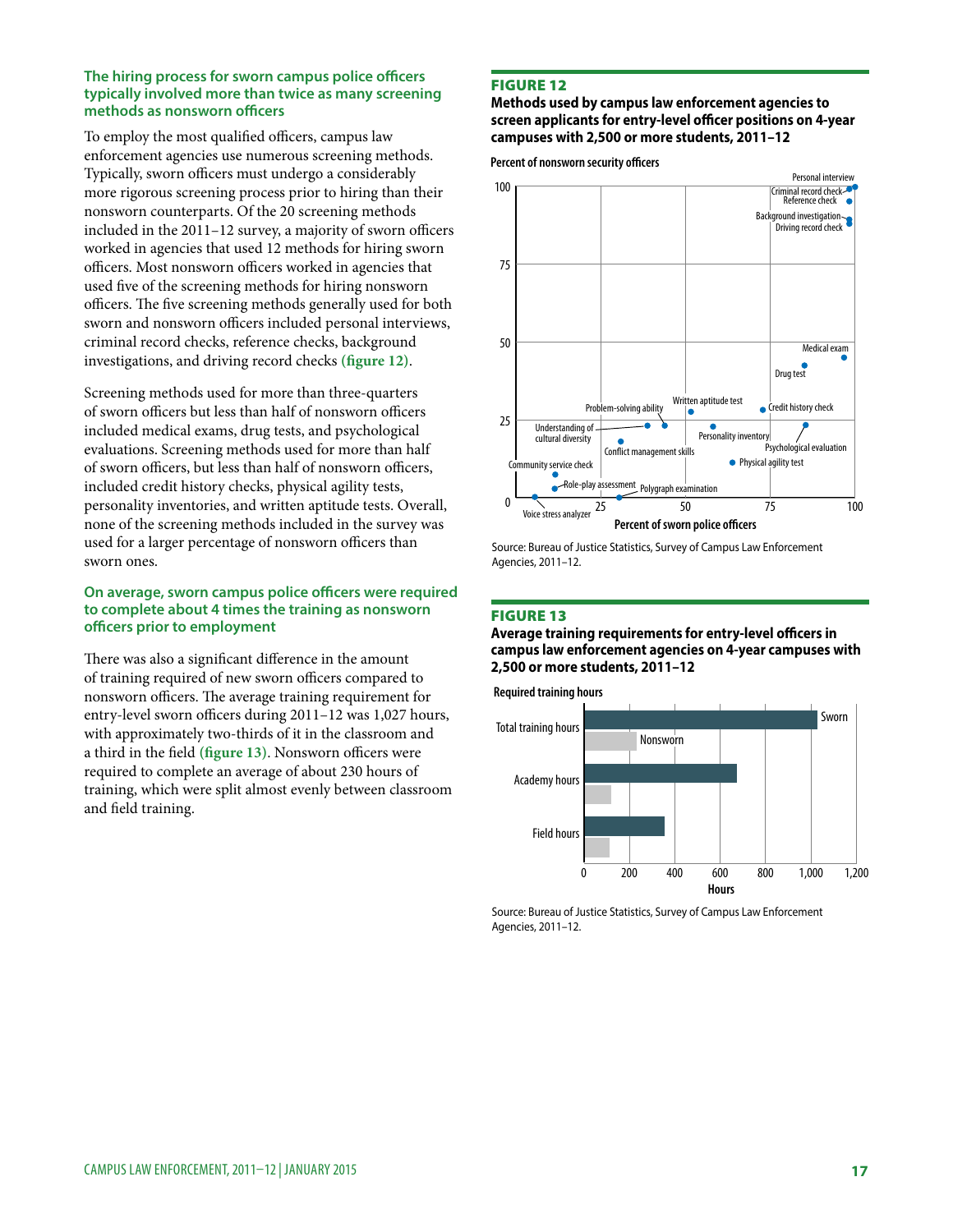### The hiring process for sworn campus police officers typically involved more than twice as many screening methods as nonsworn officers

To employ the most qualified officers, campus law enforcement agencies use numerous screening methods. Typically, sworn officers must undergo a considerably more rigorous screening process prior to hiring than their nonsworn counterparts. Of the 20 screening methods included in the 2011–12 survey, a majority of sworn officers worked in agencies that used 12 methods for hiring sworn officers. Most nonsworn officers worked in agencies that used five of the screening methods for hiring nonsworn officers. The five screening methods generally used for both sworn and nonsworn officers included personal interviews, criminal record checks, reference checks, background investigations, and driving record checks **(figure 12)**.

Screening methods used for more than three-quarters of sworn officers but less than half of nonsworn officers included medical exams, drug tests, and psychological evaluations. Screening methods used for more than half of sworn officers, but less than half of nonsworn officers, included credit history checks, physical agility tests, personality inventories, and written aptitude tests. Overall, none of the screening methods included in the survey was used for a larger percentage of nonsworn officers than sworn ones.

### On average, sworn campus police officers were required to complete about 4 times the training as nonsworn officers prior to employment

There was also a significant difference in the amount of training required of new sworn officers compared to nonsworn officers. The average training requirement for entry-level sworn officers during 2011–12 was 1,027 hours, with approximately two-thirds of it in the classroom and a third in the field **(figure 13)**. Nonsworn officers were required to complete an average of about 230 hours of training, which were split almost evenly between classroom and field training.

**FIGURE 12**

**Methods used by campus law enforcement agencies to screen applicants for entry-level officer positions on 4-year campuses with 2,500 or more students, 2011–12**

Percent of nonsworn security officers (vertical axis, 0–100) vs. Percent of sworn police officers (horizontal axis, 0–100). Methods plotted: Personal interview, Criminal record check, Reference check, Background investigation, Driving record check, Medical exam, Drug test, Credit history check, Written aptitude test, Problem-solving ability, Understanding of cultural diversity, Personality inventory, Psychological evaluation, Conflict management skills, Physical agility test, Community service check, Role-play assessment, Polygraph examination, Voice stress analyzer.

Source: Bureau of Justice Statistics, Survey of Campus Law Enforcement Agencies, 2011–12.

**FIGURE 13**

**Average training requirements for entry-level officers in campus law enforcement agencies on 4-year campuses with 2,500 or more students, 2011–12**

Required training hours (Sworn vs. Nonsworn): Total training hours, Academy hours, Field hours. Horizontal axis: Hours (0–1,200).

Source: Bureau of Justice Statistics, Survey of Campus Law Enforcement Agencies, 2011–12.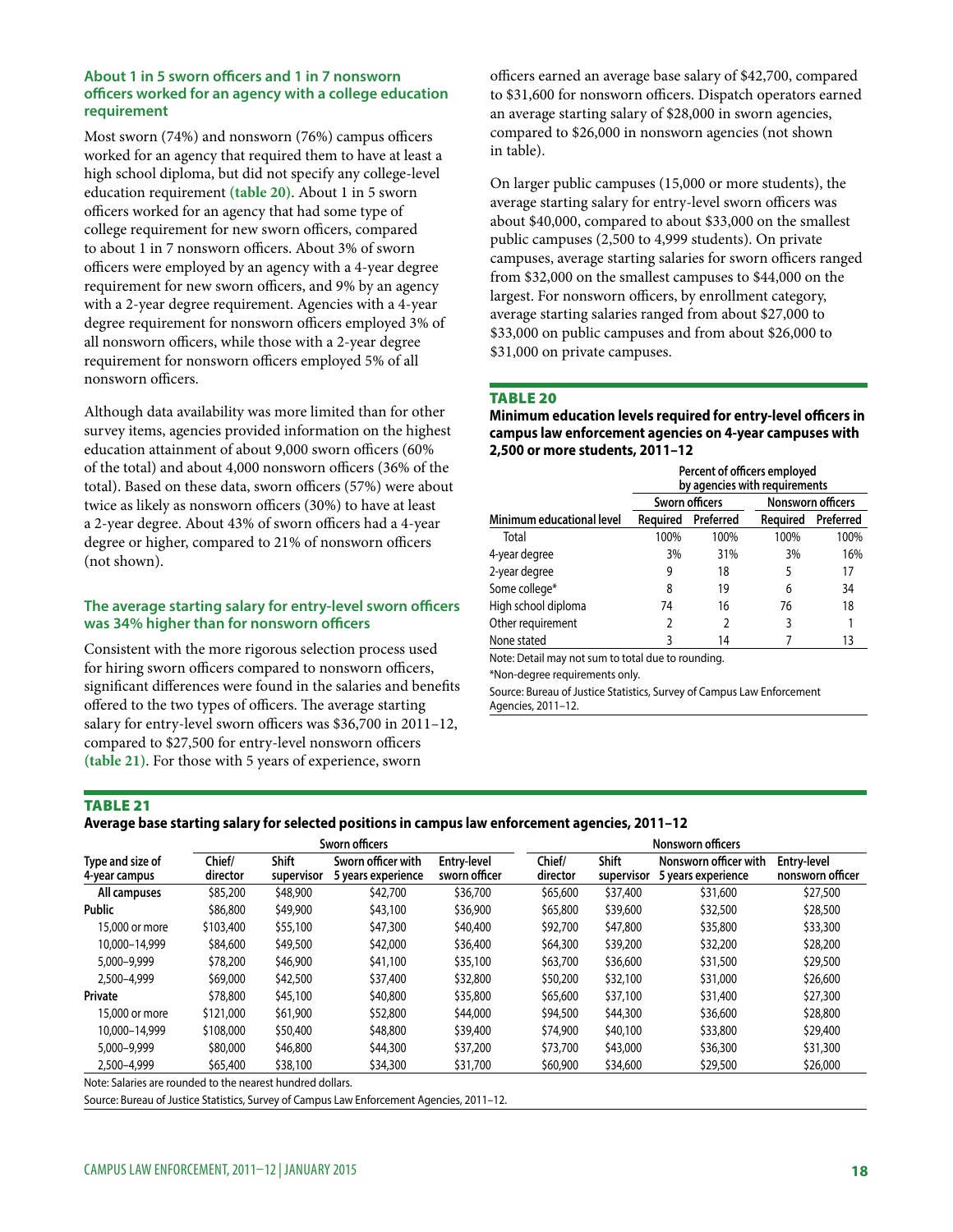### About 1 in 5 sworn officers and 1 in 7 nonsworn officers worked for an agency with a college education requirement

Most sworn (74%) and nonsworn (76%) campus officers worked for an agency that required them to have at least a high school diploma, but did not specify any college-level education requirement **(table 20)**. About 1 in 5 sworn officers worked for an agency that had some type of college requirement for new sworn officers, compared to about 1 in 7 nonsworn officers. About 3% of sworn officers were employed by an agency with a 4-year degree requirement for new sworn officers, and 9% by an agency with a 2-year degree requirement. Agencies with a 4-year degree requirement for nonsworn officers employed 3% of all nonsworn officers, while those with a 2-year degree requirement for nonsworn officers employed 5% of all nonsworn officers.

Although data availability was more limited than for other survey items, agencies provided information on the highest education attainment of about 9,000 sworn officers (60% of the total) and about 4,000 nonsworn officers (36% of the total). Based on these data, sworn officers (57%) were about twice as likely as nonsworn officers (30%) to have at least a 2-year degree. About 43% of sworn officers had a 4-year degree or higher, compared to 21% of nonsworn officers (not shown).

### The average starting salary for entry-level sworn officers was 34% higher than for nonsworn officers

Consistent with the more rigorous selection process used for hiring sworn officers compared to nonsworn officers, significant differences were found in the salaries and benefits offered to the two types of officers. The average starting salary for entry-level sworn officers was $36,700 in 2011–12, compared to $27,500 for entry-level nonsworn officers **(table 21)**. For those with 5 years of experience, sworn officers earned an average base salary of $42,700, compared to $31,600 for nonsworn officers. Dispatch operators earned an average starting salary of $28,000 in sworn agencies, compared to $26,000 in nonsworn agencies (not shown in table).

On larger public campuses (15,000 or more students), the average starting salary for entry-level sworn officers was about $40,000, compared to about $33,000 on the smallest public campuses (2,500 to 4,999 students). On private campuses, average starting salaries for sworn officers ranged from $32,000 on the smallest campuses to $44,000 on the largest. For nonsworn officers, by enrollment category, average starting salaries ranged from about $27,000 to $33,000 on public campuses and from about $26,000 to $31,000 on private campuses.

**TABLE 20**

**Minimum education levels required for entry-level officers in campus law enforcement agencies on 4-year campuses with 2,500 or more students, 2011–12**

| | Percent of officers employed by agencies with requirements | | | |
|---|---|---|---|---|
| | Sworn officers | | Nonsworn officers | |
| Minimum educational level | Required | Preferred | Required | Preferred |
| Total | 100% | 100% | 100% | 100% |
| 4-year degree | 3% | 31% | 3% | 16% |
| 2-year degree | 9 | 18 | 5 | 17 |
| Some college* | 8 | 19 | 6 | 34 |
| High school diploma | 74 | 16 | 76 | 18 |
| Other requirement | 2 | 2 | 3 | 1 |
| None stated | 3 | 14 | 7 | 13 |

Note: Detail may not sum to total due to rounding.

*Non-degree requirements only.

Source: Bureau of Justice Statistics, Survey of Campus Law Enforcement Agencies, 2011–12.

**TABLE 21**

**Average base starting salary for selected positions in campus law enforcement agencies, 2011–12**

| | Sworn officers | | | | Nonsworn officers | | | |
|---|---|---|---|---|---|---|---|---|
| Type and size of 4-year campus | Chief/ director | Shift supervisor | Sworn officer with 5 years experience | Entry-level sworn officer | Chief/ director | Shift supervisor | Nonsworn officer with 5 years experience | Entry-level nonsworn officer |
| **All campuses** | $85,200 | $48,900 | $42,700 | $36,700 | $65,600 | $37,400 | $31,600 | $27,500 |
| **Public** | $86,800 | $49,900 | $43,100 | $36,900 | $65,800 | $39,600 | $32,500 | $28,500 |
| 15,000 or more | $103,400 | $55,100 | $47,300 | $40,400 | $92,700 | $47,800 | $35,800 | $33,300 |
| 10,000–14,999 | $84,600 | $49,500 | $42,000 | $36,400 | $64,300 | $39,200 | $32,200 | $28,200 |
| 5,000–9,999 | $78,200 | $46,900 | $41,100 | $35,100 | $63,700 | $36,600 | $31,500 | $29,500 |
| 2,500–4,999 | $69,000 | $42,500 | $37,400 | $32,800 | $50,200 | $32,100 | $31,000 | $26,600 |
| **Private** | $78,800 | $45,100 | $40,800 | $35,800 | $65,600 | $37,100 | $31,400 | $27,300 |
| 15,000 or more | $121,000 | $61,900 | $52,800 | $44,000 | $94,500 | $44,300 | $36,600 | $28,800 |
| 10,000–14,999 | $108,000 | $50,400 | $48,800 | $39,400 | $74,900 | $40,100 | $33,800 | $29,400 |
| 5,000–9,999 | $80,000 | $46,800 | $44,300 | $37,200 | $73,700 | $43,000 | $36,300 | $31,300 |
| 2,500–4,999 | $65,400 | $38,100 | $34,300 | $31,700 | $60,900 | $34,600 | $29,500 | $26,000 |

Note: Salaries are rounded to the nearest hundred dollars.

Source: Bureau of Justice Statistics, Survey of Campus Law Enforcement Agencies, 2011–12.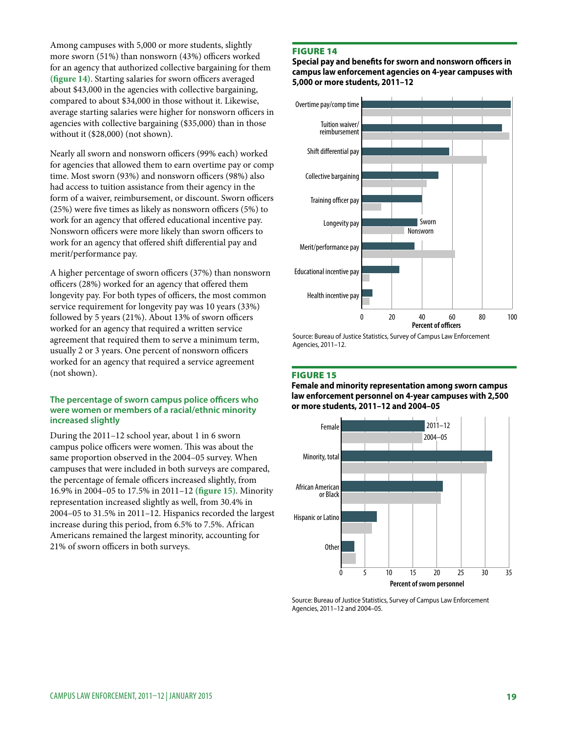Among campuses with 5,000 or more students, slightly more sworn (51%) than nonsworn (43%) officers worked for an agency that authorized collective bargaining for them **(figure 14)**. Starting salaries for sworn officers averaged about $43,000 in the agencies with collective bargaining, compared to about $34,000 in those without it. Likewise, average starting salaries were higher for nonsworn officers in agencies with collective bargaining ($35,000) than in those without it ($28,000) (not shown).

Nearly all sworn and nonsworn officers (99% each) worked for agencies that allowed them to earn overtime pay or comp time. Most sworn (93%) and nonsworn officers (98%) also had access to tuition assistance from their agency in the form of a waiver, reimbursement, or discount. Sworn officers (25%) were five times as likely as nonsworn officers (5%) to work for an agency that offered educational incentive pay. Nonsworn officers were more likely than sworn officers to work for an agency that offered shift differential pay and merit/performance pay.

A higher percentage of sworn officers (37%) than nonsworn officers (28%) worked for an agency that offered them longevity pay. For both types of officers, the most common service requirement for longevity pay was 10 years (33%) followed by 5 years (21%). About 13% of sworn officers worked for an agency that required a written service agreement that required them to serve a minimum term, usually 2 or 3 years. One percent of nonsworn officers worked for an agency that required a service agreement (not shown).

### The percentage of sworn campus police officers who were women or members of a racial/ethnic minority increased slightly

During the 2011–12 school year, about 1 in 6 sworn campus police officers were women. This was about the same proportion observed in the 2004–05 survey. When campuses that were included in both surveys are compared, the percentage of female officers increased slightly, from 16.9% in 2004–05 to 17.5% in 2011–12 **(figure 15)**. Minority representation increased slightly as well, from 30.4% in 2004–05 to 31.5% in 2011–12. Hispanics recorded the largest increase during this period, from 6.5% to 7.5%. African Americans remained the largest minority, accounting for 21% of sworn officers in both surveys.

**FIGURE 14**

**Special pay and benefits for sworn and nonsworn officers in campus law enforcement agencies on 4-year campuses with 5,000 or more students, 2011–12**

Source: Bureau of Justice Statistics, Survey of Campus Law Enforcement Agencies, 2011–12.

**FIGURE 15**

**Female and minority representation among sworn campus law enforcement personnel on 4-year campuses with 2,500 or more students, 2011–12 and 2004–05**

Source: Bureau of Justice Statistics, Survey of Campus Law Enforcement Agencies, 2011–12 and 2004–05.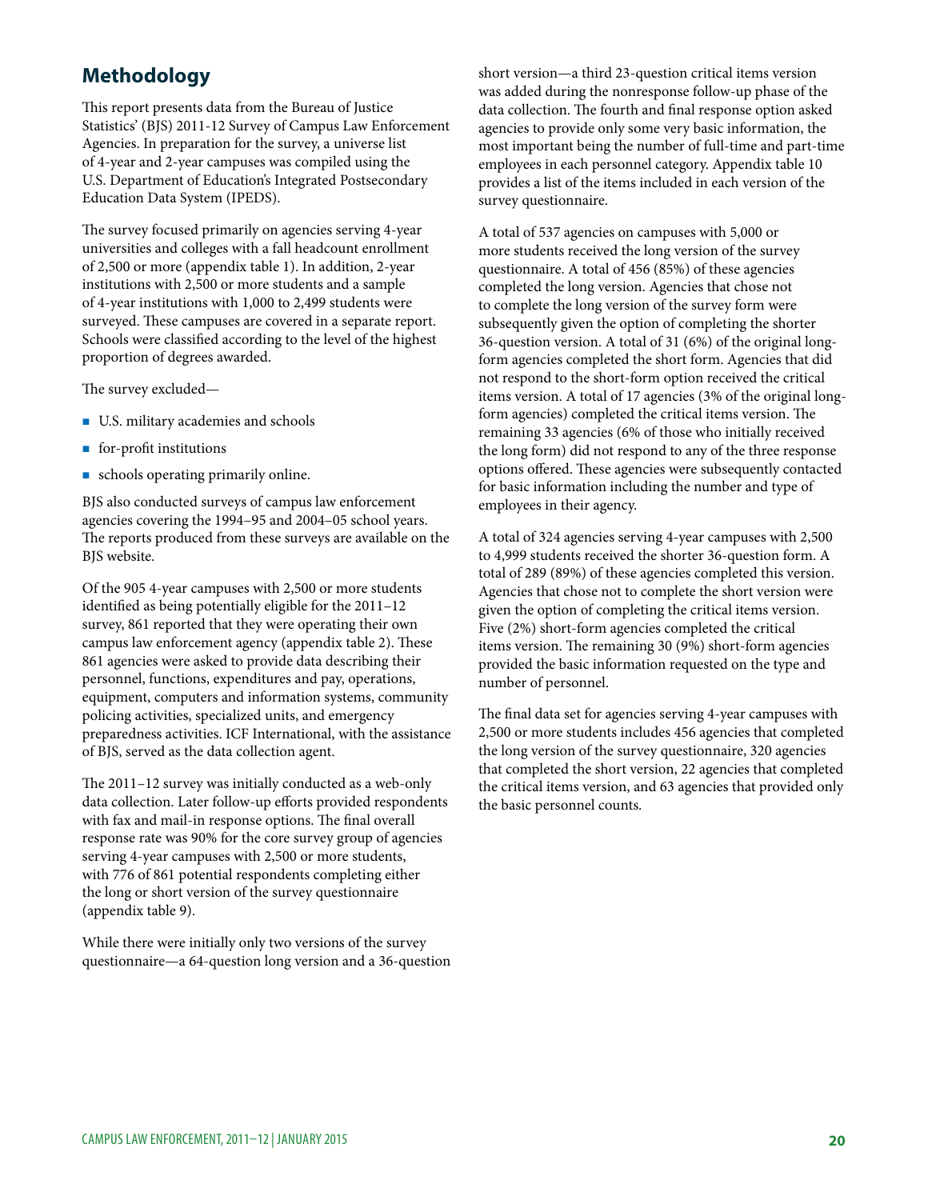## Methodology

This report presents data from the Bureau of Justice Statistics' (BJS) 2011-12 Survey of Campus Law Enforcement Agencies. In preparation for the survey, a universe list of 4-year and 2-year campuses was compiled using the U.S. Department of Education's Integrated Postsecondary Education Data System (IPEDS).

The survey focused primarily on agencies serving 4-year universities and colleges with a fall headcount enrollment of 2,500 or more (appendix table 1). In addition, 2-year institutions with 2,500 or more students and a sample of 4-year institutions with 1,000 to 2,499 students were surveyed. These campuses are covered in a separate report. Schools were classified according to the level of the highest proportion of degrees awarded.

The survey excluded—

- U.S. military academies and schools
- for-profit institutions
- schools operating primarily online.

BJS also conducted surveys of campus law enforcement agencies covering the 1994–95 and 2004–05 school years. The reports produced from these surveys are available on the BJS website.

Of the 905 4-year campuses with 2,500 or more students identified as being potentially eligible for the 2011–12 survey, 861 reported that they were operating their own campus law enforcement agency (appendix table 2). These 861 agencies were asked to provide data describing their personnel, functions, expenditures and pay, operations, equipment, computers and information systems, community policing activities, specialized units, and emergency preparedness activities. ICF International, with the assistance of BJS, served as the data collection agent.

The 2011–12 survey was initially conducted as a web-only data collection. Later follow-up efforts provided respondents with fax and mail-in response options. The final overall response rate was 90% for the core survey group of agencies serving 4-year campuses with 2,500 or more students, with 776 of 861 potential respondents completing either the long or short version of the survey questionnaire (appendix table 9).

While there were initially only two versions of the survey questionnaire—a 64-question long version and a 36-question short version—a third 23-question critical items version was added during the nonresponse follow-up phase of the data collection. The fourth and final response option asked agencies to provide only some very basic information, the most important being the number of full-time and part-time employees in each personnel category. Appendix table 10 provides a list of the items included in each version of the survey questionnaire.

A total of 537 agencies on campuses with 5,000 or more students received the long version of the survey questionnaire. A total of 456 (85%) of these agencies completed the long version. Agencies that chose not to complete the long version of the survey form were subsequently given the option of completing the shorter 36-question version. A total of 31 (6%) of the original long-form agencies completed the short form. Agencies that did not respond to the short-form option received the critical items version. A total of 17 agencies (3% of the original long-form agencies) completed the critical items version. The remaining 33 agencies (6% of those who initially received the long form) did not respond to any of the three response options offered. These agencies were subsequently contacted for basic information including the number and type of employees in their agency.

A total of 324 agencies serving 4-year campuses with 2,500 to 4,999 students received the shorter 36-question form. A total of 289 (89%) of these agencies completed this version. Agencies that chose not to complete the short version were given the option of completing the critical items version. Five (2%) short-form agencies completed the critical items version. The remaining 30 (9%) short-form agencies provided the basic information requested on the type and number of personnel.

The final data set for agencies serving 4-year campuses with 2,500 or more students includes 456 agencies that completed the long version of the survey questionnaire, 320 agencies that completed the short version, 22 agencies that completed the critical items version, and 63 agencies that provided only the basic personnel counts.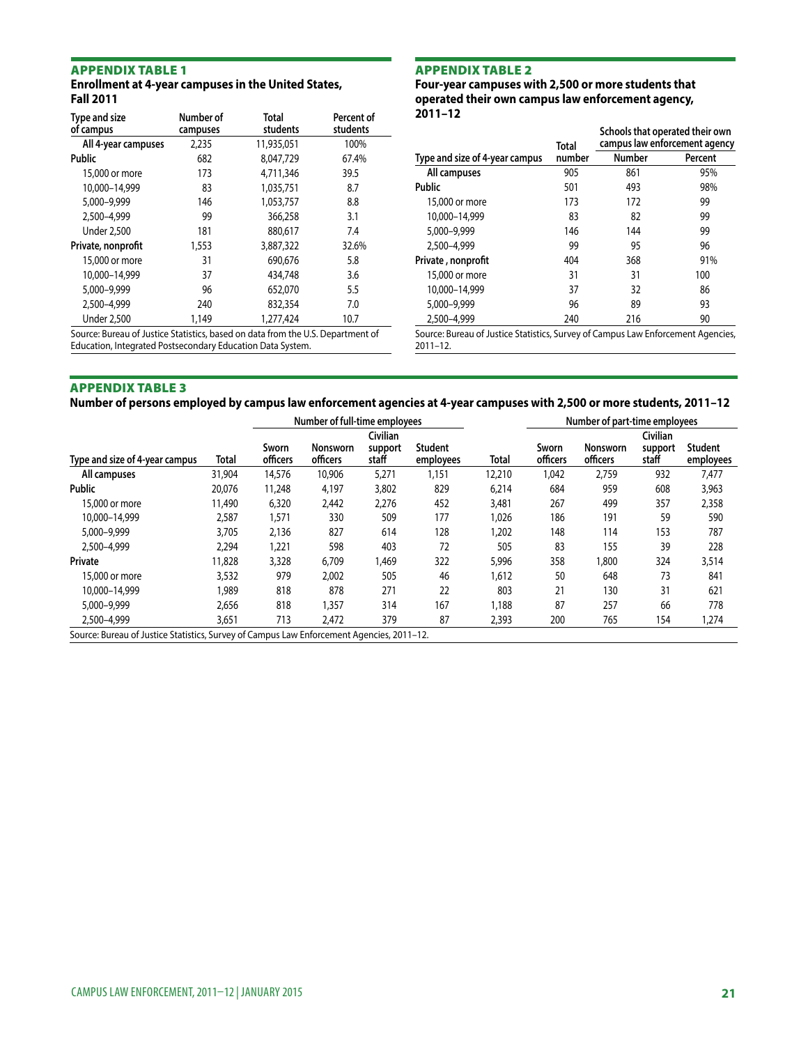## APPENDIX TABLE 1

**Enrollment at 4-year campuses in the United States, Fall 2011**

| Type and size of campus | Number of campuses | Total students | Percent of students |
|---|---|---|---|
| All 4-year campuses | 2,235 | 11,935,051 | 100% |
| Public | 682 | 8,047,729 | 67.4% |
| 15,000 or more | 173 | 4,711,346 | 39.5 |
| 10,000–14,999 | 83 | 1,035,751 | 8.7 |
| 5,000–9,999 | 146 | 1,053,757 | 8.8 |
| 2,500–4,999 | 99 | 366,258 | 3.1 |
| Under 2,500 | 181 | 880,617 | 7.4 |
| Private, nonprofit | 1,553 | 3,887,322 | 32.6% |
| 15,000 or more | 31 | 690,676 | 5.8 |
| 10,000–14,999 | 37 | 434,748 | 3.6 |
| 5,000–9,999 | 96 | 652,070 | 5.5 |
| 2,500–4,999 | 240 | 832,354 | 7.0 |
| Under 2,500 | 1,149 | 1,277,424 | 10.7 |

Source: Bureau of Justice Statistics, based on data from the U.S. Department of Education, Integrated Postsecondary Education Data System.

## APPENDIX TABLE 2

**Four-year campuses with 2,500 or more students that operated their own campus law enforcement agency, 2011–12**

| | | Schools that operated their own campus law enforcement agency | |
|---|---|---|---|
| Type and size of 4-year campus | Total number | Number | Percent |
| All campuses | 905 | 861 | 95% |
| Public | 501 | 493 | 98% |
| 15,000 or more | 173 | 172 | 99 |
| 10,000–14,999 | 83 | 82 | 99 |
| 5,000–9,999 | 146 | 144 | 99 |
| 2,500–4,999 | 99 | 95 | 96 |
| Private , nonprofit | 404 | 368 | 91% |
| 15,000 or more | 31 | 31 | 100 |
| 10,000–14,999 | 37 | 32 | 86 |
| 5,000–9,999 | 96 | 89 | 93 |
| 2,500–4,999 | 240 | 216 | 90 |

Source: Bureau of Justice Statistics, Survey of Campus Law Enforcement Agencies, 2011–12.

## APPENDIX TABLE 3

**Number of persons employed by campus law enforcement agencies at 4-year campuses with 2,500 or more students, 2011–12**

| | | Number of full-time employees | | | | | Number of part-time employees | | | |
|---|---|---|---|---|---|---|---|---|---|---|
| Type and size of 4-year campus | Total | Sworn officers | Nonsworn officers | Civilian support staff | Student employees | Total | Sworn officers | Nonsworn officers | Civilian support staff | Student employees |
| All campuses | 31,904 | 14,576 | 10,906 | 5,271 | 1,151 | 12,210 | 1,042 | 2,759 | 932 | 7,477 |
| Public | 20,076 | 11,248 | 4,197 | 3,802 | 829 | 6,214 | 684 | 959 | 608 | 3,963 |
| 15,000 or more | 11,490 | 6,320 | 2,442 | 2,276 | 452 | 3,481 | 267 | 499 | 357 | 2,358 |
| 10,000–14,999 | 2,587 | 1,571 | 330 | 509 | 177 | 1,026 | 186 | 191 | 59 | 590 |
| 5,000–9,999 | 3,705 | 2,136 | 827 | 614 | 128 | 1,202 | 148 | 114 | 153 | 787 |
| 2,500–4,999 | 2,294 | 1,221 | 598 | 403 | 72 | 505 | 83 | 155 | 39 | 228 |
| Private | 11,828 | 3,328 | 6,709 | 1,469 | 322 | 5,996 | 358 | 1,800 | 324 | 3,514 |
| 15,000 or more | 3,532 | 979 | 2,002 | 505 | 46 | 1,612 | 50 | 648 | 73 | 841 |
| 10,000–14,999 | 1,989 | 818 | 878 | 271 | 22 | 803 | 21 | 130 | 31 | 621 |
| 5,000–9,999 | 2,656 | 818 | 1,357 | 314 | 167 | 1,188 | 87 | 257 | 66 | 778 |
| 2,500–4,999 | 3,651 | 713 | 2,472 | 379 | 87 | 2,393 | 200 | 765 | 154 | 1,274 |

Source: Bureau of Justice Statistics, Survey of Campus Law Enforcement Agencies, 2011–12.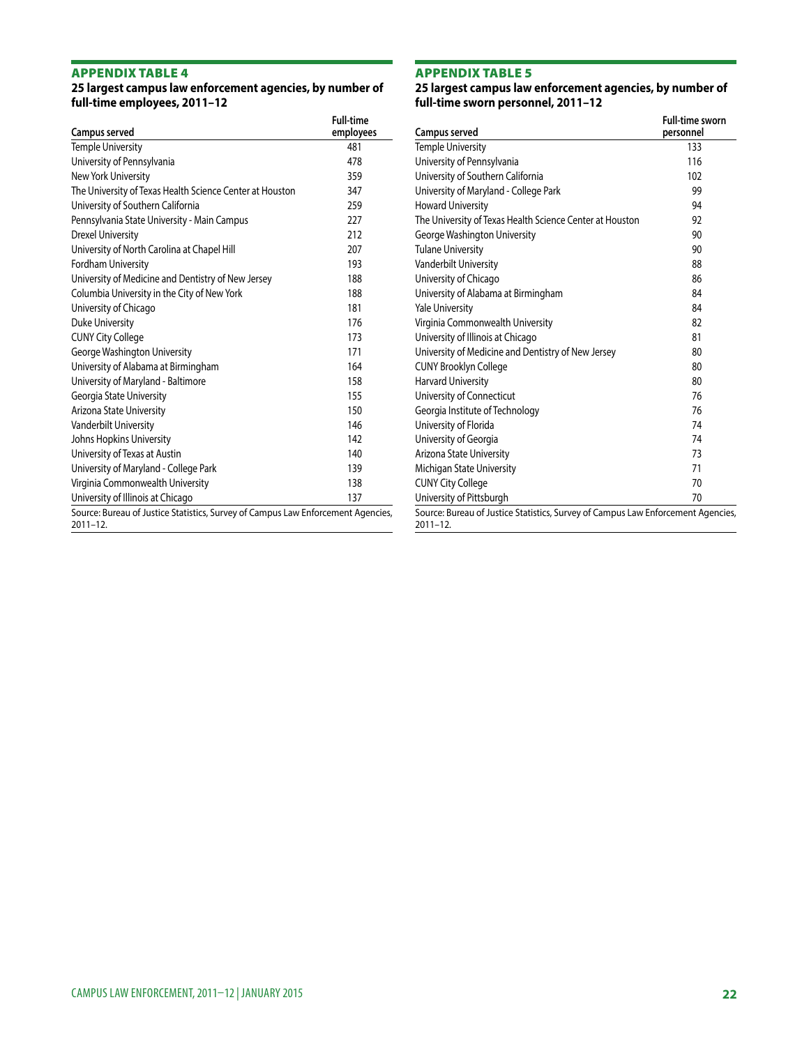## APPENDIX TABLE 4

**25 largest campus law enforcement agencies, by number of full-time employees, 2011–12**

| Campus served | Full-time employees |
|---|---|
| Temple University | 481 |
| University of Pennsylvania | 478 |
| New York University | 359 |
| The University of Texas Health Science Center at Houston | 347 |
| University of Southern California | 259 |
| Pennsylvania State University - Main Campus | 227 |
| Drexel University | 212 |
| University of North Carolina at Chapel Hill | 207 |
| Fordham University | 193 |
| University of Medicine and Dentistry of New Jersey | 188 |
| Columbia University in the City of New York | 188 |
| University of Chicago | 181 |
| Duke University | 176 |
| CUNY City College | 173 |
| George Washington University | 171 |
| University of Alabama at Birmingham | 164 |
| University of Maryland - Baltimore | 158 |
| Georgia State University | 155 |
| Arizona State University | 150 |
| Vanderbilt University | 146 |
| Johns Hopkins University | 142 |
| University of Texas at Austin | 140 |
| University of Maryland - College Park | 139 |
| Virginia Commonwealth University | 138 |
| University of Illinois at Chicago | 137 |

Source: Bureau of Justice Statistics, Survey of Campus Law Enforcement Agencies, 2011–12.

## APPENDIX TABLE 5

**25 largest campus law enforcement agencies, by number of full-time sworn personnel, 2011–12**

| Campus served | Full-time sworn personnel |
|---|---|
| Temple University | 133 |
| University of Pennsylvania | 116 |
| University of Southern California | 102 |
| University of Maryland - College Park | 99 |
| Howard University | 94 |
| The University of Texas Health Science Center at Houston | 92 |
| George Washington University | 90 |
| Tulane University | 90 |
| Vanderbilt University | 88 |
| University of Chicago | 86 |
| University of Alabama at Birmingham | 84 |
| Yale University | 84 |
| Virginia Commonwealth University | 82 |
| University of Illinois at Chicago | 81 |
| University of Medicine and Dentistry of New Jersey | 80 |
| CUNY Brooklyn College | 80 |
| Harvard University | 80 |
| University of Connecticut | 76 |
| Georgia Institute of Technology | 76 |
| University of Florida | 74 |
| University of Georgia | 74 |
| Arizona State University | 73 |
| Michigan State University | 71 |
| CUNY City College | 70 |
| University of Pittsburgh | 70 |

Source: Bureau of Justice Statistics, Survey of Campus Law Enforcement Agencies, 2011–12.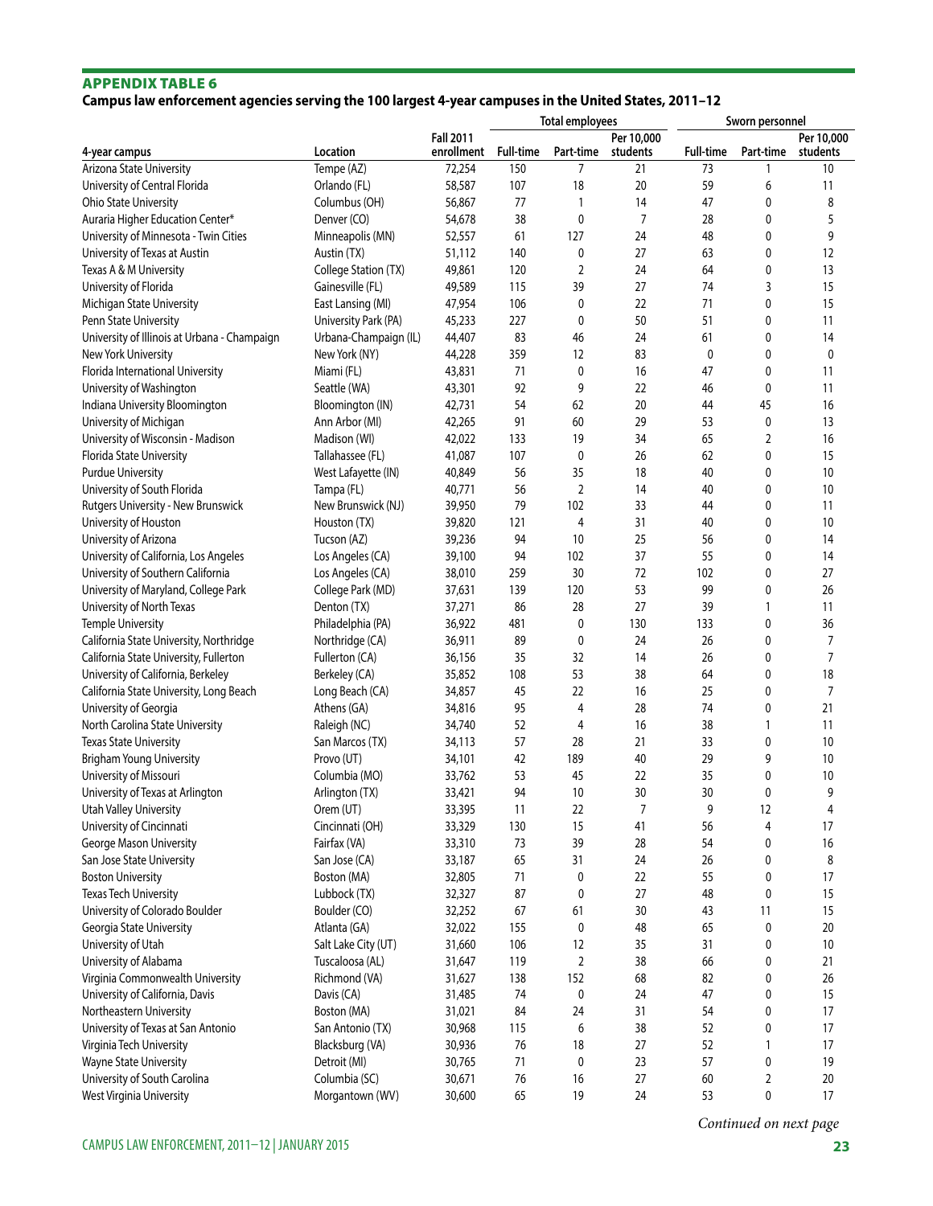## APPENDIX TABLE 6

**Campus law enforcement agencies serving the 100 largest 4-year campuses in the United States, 2011–12**

| 4-year campus | Location | Fall 2011 enrollment | Total employees | | | Sworn personnel | | |
|---|---|---|---|---|---|---|---|---|
| | | | Full-time | Part-time | Per 10,000 students | Full-time | Part-time | Per 10,000 students |
| Arizona State University | Tempe (AZ) | 72,254 | 150 | 7 | 21 | 73 | 1 | 10 |
| University of Central Florida | Orlando (FL) | 58,587 | 107 | 18 | 20 | 59 | 6 | 11 |
| Ohio State University | Columbus (OH) | 56,867 | 77 | 1 | 14 | 47 | 0 | 8 |
| Auraria Higher Education Center* | Denver (CO) | 54,678 | 38 | 0 | 7 | 28 | 0 | 5 |
| University of Minnesota - Twin Cities | Minneapolis (MN) | 52,557 | 61 | 127 | 24 | 48 | 0 | 9 |
| University of Texas at Austin | Austin (TX) | 51,112 | 140 | 0 | 27 | 63 | 0 | 12 |
| Texas A & M University | College Station (TX) | 49,861 | 120 | 2 | 24 | 64 | 0 | 13 |
| University of Florida | Gainesville (FL) | 49,589 | 115 | 39 | 27 | 74 | 3 | 15 |
| Michigan State University | East Lansing (MI) | 47,954 | 106 | 0 | 22 | 71 | 0 | 15 |
| Penn State University | University Park (PA) | 45,233 | 227 | 0 | 50 | 51 | 0 | 11 |
| University of Illinois at Urbana - Champaign | Urbana-Champaign (IL) | 44,407 | 83 | 46 | 24 | 61 | 0 | 14 |
| New York University | New York (NY) | 44,228 | 359 | 12 | 83 | 0 | 0 | 0 |
| Florida International University | Miami (FL) | 43,831 | 71 | 0 | 16 | 47 | 0 | 11 |
| University of Washington | Seattle (WA) | 43,301 | 92 | 9 | 22 | 46 | 0 | 11 |
| Indiana University Bloomington | Bloomington (IN) | 42,731 | 54 | 62 | 20 | 44 | 45 | 16 |
| University of Michigan | Ann Arbor (MI) | 42,265 | 91 | 60 | 29 | 53 | 0 | 13 |
| University of Wisconsin - Madison | Madison (WI) | 42,022 | 133 | 19 | 34 | 65 | 2 | 16 |
| Florida State University | Tallahassee (FL) | 41,087 | 107 | 0 | 26 | 62 | 0 | 15 |
| Purdue University | West Lafayette (IN) | 40,849 | 56 | 35 | 18 | 40 | 0 | 10 |
| University of South Florida | Tampa (FL) | 40,771 | 56 | 2 | 14 | 40 | 0 | 10 |
| Rutgers University - New Brunswick | New Brunswick (NJ) | 39,950 | 79 | 102 | 33 | 44 | 0 | 11 |
| University of Houston | Houston (TX) | 39,820 | 121 | 4 | 31 | 40 | 0 | 10 |
| University of Arizona | Tucson (AZ) | 39,236 | 94 | 10 | 25 | 56 | 0 | 14 |
| University of California, Los Angeles | Los Angeles (CA) | 39,100 | 94 | 102 | 37 | 55 | 0 | 14 |
| University of Southern California | Los Angeles (CA) | 38,010 | 259 | 30 | 72 | 102 | 0 | 27 |
| University of Maryland, College Park | College Park (MD) | 37,631 | 139 | 120 | 53 | 99 | 0 | 26 |
| University of North Texas | Denton (TX) | 37,271 | 86 | 28 | 27 | 39 | 1 | 11 |
| Temple University | Philadelphia (PA) | 36,922 | 481 | 0 | 130 | 133 | 0 | 36 |
| California State University, Northridge | Northridge (CA) | 36,911 | 89 | 0 | 24 | 26 | 0 | 7 |
| California State University, Fullerton | Fullerton (CA) | 36,156 | 35 | 32 | 14 | 26 | 0 | 7 |
| University of California, Berkeley | Berkeley (CA) | 35,852 | 108 | 53 | 38 | 64 | 0 | 18 |
| California State University, Long Beach | Long Beach (CA) | 34,857 | 45 | 22 | 16 | 25 | 0 | 7 |
| University of Georgia | Athens (GA) | 34,816 | 95 | 4 | 28 | 74 | 0 | 21 |
| North Carolina State University | Raleigh (NC) | 34,740 | 52 | 4 | 16 | 38 | 1 | 11 |
| Texas State University | San Marcos (TX) | 34,113 | 57 | 28 | 21 | 33 | 0 | 10 |
| Brigham Young University | Provo (UT) | 34,101 | 42 | 189 | 40 | 29 | 9 | 10 |
| University of Missouri | Columbia (MO) | 33,762 | 53 | 45 | 22 | 35 | 0 | 10 |
| University of Texas at Arlington | Arlington (TX) | 33,421 | 94 | 10 | 30 | 30 | 0 | 9 |
| Utah Valley University | Orem (UT) | 33,395 | 11 | 22 | 7 | 9 | 12 | 4 |
| University of Cincinnati | Cincinnati (OH) | 33,329 | 130 | 15 | 41 | 56 | 4 | 17 |
| George Mason University | Fairfax (VA) | 33,310 | 73 | 39 | 28 | 54 | 0 | 16 |
| San Jose State University | San Jose (CA) | 33,187 | 65 | 31 | 24 | 26 | 0 | 8 |
| Boston University | Boston (MA) | 32,805 | 71 | 0 | 22 | 55 | 0 | 17 |
| Texas Tech University | Lubbock (TX) | 32,327 | 87 | 0 | 27 | 48 | 0 | 15 |
| University of Colorado Boulder | Boulder (CO) | 32,252 | 67 | 61 | 30 | 43 | 11 | 15 |
| Georgia State University | Atlanta (GA) | 32,022 | 155 | 0 | 48 | 65 | 0 | 20 |
| University of Utah | Salt Lake City (UT) | 31,660 | 106 | 12 | 35 | 31 | 0 | 10 |
| University of Alabama | Tuscaloosa (AL) | 31,647 | 119 | 2 | 38 | 66 | 0 | 21 |
| Virginia Commonwealth University | Richmond (VA) | 31,627 | 138 | 152 | 68 | 82 | 0 | 26 |
| University of California, Davis | Davis (CA) | 31,485 | 74 | 0 | 24 | 47 | 0 | 15 |
| Northeastern University | Boston (MA) | 31,021 | 84 | 24 | 31 | 54 | 0 | 17 |
| University of Texas at San Antonio | San Antonio (TX) | 30,968 | 115 | 6 | 38 | 52 | 0 | 17 |
| Virginia Tech University | Blacksburg (VA) | 30,936 | 76 | 18 | 27 | 52 | 1 | 17 |
| Wayne State University | Detroit (MI) | 30,765 | 71 | 0 | 23 | 57 | 0 | 19 |
| University of South Carolina | Columbia (SC) | 30,671 | 76 | 16 | 27 | 60 | 2 | 20 |
| West Virginia University | Morgantown (WV) | 30,600 | 65 | 19 | 24 | 53 | 0 | 17 |

*Continued on next page*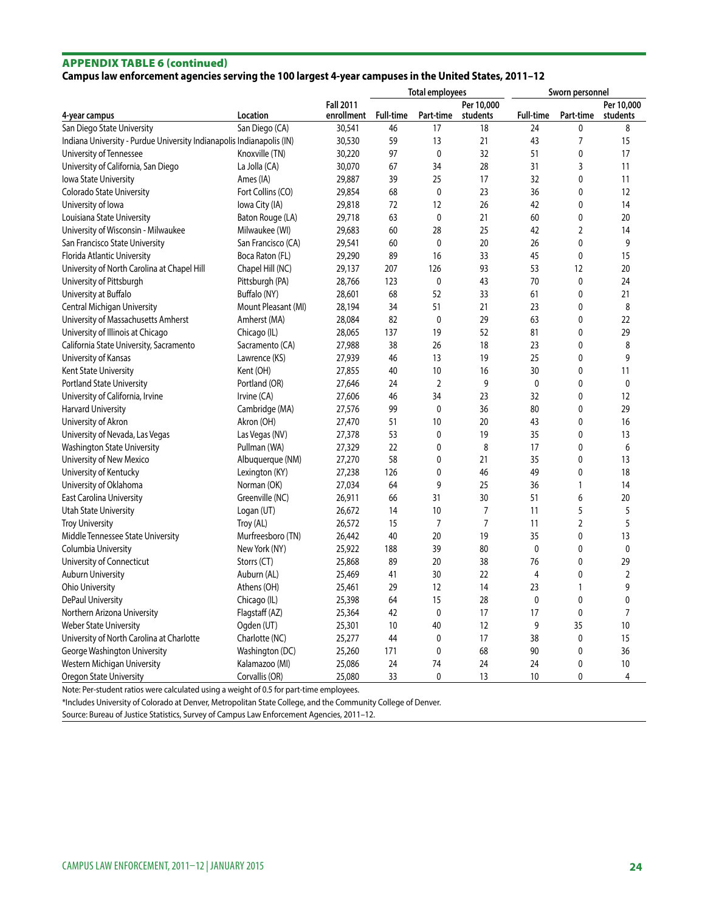## APPENDIX TABLE 6 (continued)

**Campus law enforcement agencies serving the 100 largest 4-year campuses in the United States, 2011–12**

| 4-year campus | Location | Fall 2011 enrollment | Total employees | | | Sworn personnel | | |
|---|---|---|---|---|---|---|---|---|
| | | | Full-time | Part-time | Per 10,000 students | Full-time | Part-time | Per 10,000 students |
| San Diego State University | San Diego (CA) | 30,541 | 46 | 17 | 18 | 24 | 0 | 8 |
| Indiana University - Purdue University Indianapolis | Indianapolis (IN) | 30,530 | 59 | 13 | 21 | 43 | 7 | 15 |
| University of Tennessee | Knoxville (TN) | 30,220 | 97 | 0 | 32 | 51 | 0 | 17 |
| University of California, San Diego | La Jolla (CA) | 30,070 | 67 | 34 | 28 | 31 | 3 | 11 |
| Iowa State University | Ames (IA) | 29,887 | 39 | 25 | 17 | 32 | 0 | 11 |
| Colorado State University | Fort Collins (CO) | 29,854 | 68 | 0 | 23 | 36 | 0 | 12 |
| University of Iowa | Iowa City (IA) | 29,818 | 72 | 12 | 26 | 42 | 0 | 14 |
| Louisiana State University | Baton Rouge (LA) | 29,718 | 63 | 0 | 21 | 60 | 0 | 20 |
| University of Wisconsin - Milwaukee | Milwaukee (WI) | 29,683 | 60 | 28 | 25 | 42 | 2 | 14 |
| San Francisco State University | San Francisco (CA) | 29,541 | 60 | 0 | 20 | 26 | 0 | 9 |
| Florida Atlantic University | Boca Raton (FL) | 29,290 | 89 | 16 | 33 | 45 | 0 | 15 |
| University of North Carolina at Chapel Hill | Chapel Hill (NC) | 29,137 | 207 | 126 | 93 | 53 | 12 | 20 |
| University of Pittsburgh | Pittsburgh (PA) | 28,766 | 123 | 0 | 43 | 70 | 0 | 24 |
| University at Buffalo | Buffalo (NY) | 28,601 | 68 | 52 | 33 | 61 | 0 | 21 |
| Central Michigan University | Mount Pleasant (MI) | 28,194 | 34 | 51 | 21 | 23 | 0 | 8 |
| University of Massachusetts Amherst | Amherst (MA) | 28,084 | 82 | 0 | 29 | 63 | 0 | 22 |
| University of Illinois at Chicago | Chicago (IL) | 28,065 | 137 | 19 | 52 | 81 | 0 | 29 |
| California State University, Sacramento | Sacramento (CA) | 27,988 | 38 | 26 | 18 | 23 | 0 | 8 |
| University of Kansas | Lawrence (KS) | 27,939 | 46 | 13 | 19 | 25 | 0 | 9 |
| Kent State University | Kent (OH) | 27,855 | 40 | 10 | 16 | 30 | 0 | 11 |
| Portland State University | Portland (OR) | 27,646 | 24 | 2 | 9 | 0 | 0 | 0 |
| University of California, Irvine | Irvine (CA) | 27,606 | 46 | 34 | 23 | 32 | 0 | 12 |
| Harvard University | Cambridge (MA) | 27,576 | 99 | 0 | 36 | 80 | 0 | 29 |
| University of Akron | Akron (OH) | 27,470 | 51 | 10 | 20 | 43 | 0 | 16 |
| University of Nevada, Las Vegas | Las Vegas (NV) | 27,378 | 53 | 0 | 19 | 35 | 0 | 13 |
| Washington State University | Pullman (WA) | 27,329 | 22 | 0 | 8 | 17 | 0 | 6 |
| University of New Mexico | Albuquerque (NM) | 27,270 | 58 | 0 | 21 | 35 | 0 | 13 |
| University of Kentucky | Lexington (KY) | 27,238 | 126 | 0 | 46 | 49 | 0 | 18 |
| University of Oklahoma | Norman (OK) | 27,034 | 64 | 9 | 25 | 36 | 1 | 14 |
| East Carolina University | Greenville (NC) | 26,911 | 66 | 31 | 30 | 51 | 6 | 20 |
| Utah State University | Logan (UT) | 26,672 | 14 | 10 | 7 | 11 | 5 | 5 |
| Troy University | Troy (AL) | 26,572 | 15 | 7 | 7 | 11 | 2 | 5 |
| Middle Tennessee State University | Murfreesboro (TN) | 26,442 | 40 | 20 | 19 | 35 | 0 | 13 |
| Columbia University | New York (NY) | 25,922 | 188 | 39 | 80 | 0 | 0 | 0 |
| University of Connecticut | Storrs (CT) | 25,868 | 89 | 20 | 38 | 76 | 0 | 29 |
| Auburn University | Auburn (AL) | 25,469 | 41 | 30 | 22 | 4 | 0 | 2 |
| Ohio University | Athens (OH) | 25,461 | 29 | 12 | 14 | 23 | 1 | 9 |
| DePaul University | Chicago (IL) | 25,398 | 64 | 15 | 28 | 0 | 0 | 0 |
| Northern Arizona University | Flagstaff (AZ) | 25,364 | 42 | 0 | 17 | 17 | 0 | 7 |
| Weber State University | Ogden (UT) | 25,301 | 10 | 40 | 12 | 9 | 35 | 10 |
| University of North Carolina at Charlotte | Charlotte (NC) | 25,277 | 44 | 0 | 17 | 38 | 0 | 15 |
| George Washington University | Washington (DC) | 25,260 | 171 | 0 | 68 | 90 | 0 | 36 |
| Western Michigan University | Kalamazoo (MI) | 25,086 | 24 | 74 | 24 | 24 | 0 | 10 |
| Oregon State University | Corvallis (OR) | 25,080 | 33 | 0 | 13 | 10 | 0 | 4 |

Note: Per-student ratios were calculated using a weight of 0.5 for part-time employees.

*Includes University of Colorado at Denver, Metropolitan State College, and the Community College of Denver.

Source: Bureau of Justice Statistics, Survey of Campus Law Enforcement Agencies, 2011–12.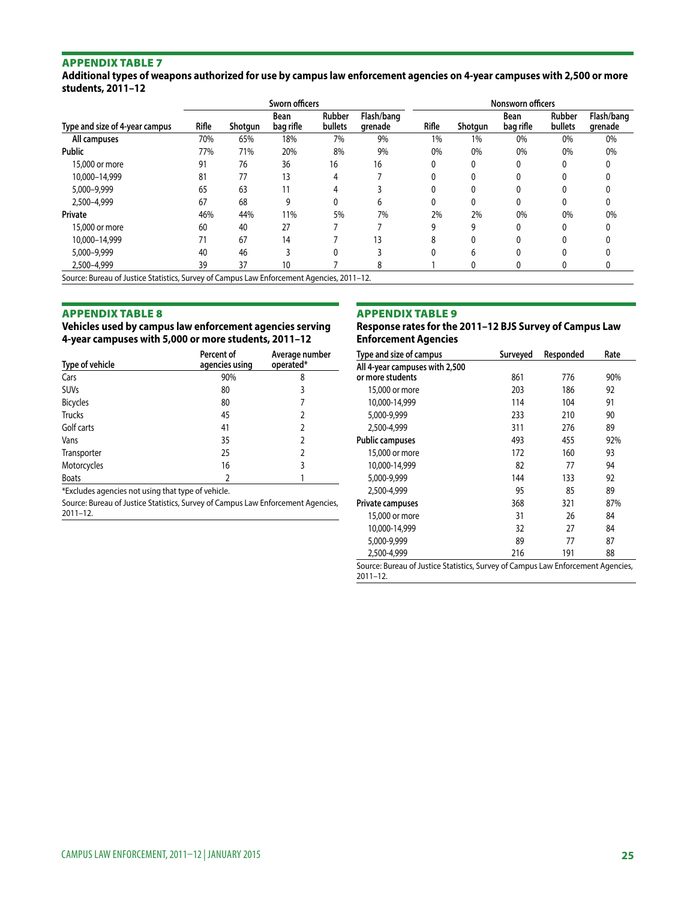## APPENDIX TABLE 7

**Additional types of weapons authorized for use by campus law enforcement agencies on 4-year campuses with 2,500 or more students, 2011–12**

| | Sworn officers | | | | | Nonsworn officers | | | | |
|---|---|---|---|---|---|---|---|---|---|---|
| Type and size of 4-year campus | Rifle | Shotgun | Bean bag rifle | Rubber bullets | Flash/bang grenade | Rifle | Shotgun | Bean bag rifle | Rubber bullets | Flash/bang grenade |
| **All campuses** | 70% | 65% | 18% | 7% | 9% | 1% | 1% | 0% | 0% | 0% |
| **Public** | 77% | 71% | 20% | 8% | 9% | 0% | 0% | 0% | 0% | 0% |
| 15,000 or more | 91 | 76 | 36 | 16 | 16 | 0 | 0 | 0 | 0 | 0 |
| 10,000–14,999 | 81 | 77 | 13 | 4 | 7 | 0 | 0 | 0 | 0 | 0 |
| 5,000–9,999 | 65 | 63 | 11 | 4 | 3 | 0 | 0 | 0 | 0 | 0 |
| 2,500–4,999 | 67 | 68 | 9 | 0 | 6 | 0 | 0 | 0 | 0 | 0 |
| **Private** | 46% | 44% | 11% | 5% | 7% | 2% | 2% | 0% | 0% | 0% |
| 15,000 or more | 60 | 40 | 27 | 7 | 7 | 9 | 9 | 0 | 0 | 0 |
| 10,000–14,999 | 71 | 67 | 14 | 7 | 13 | 8 | 0 | 0 | 0 | 0 |
| 5,000–9,999 | 40 | 46 | 3 | 0 | 3 | 0 | 6 | 0 | 0 | 0 |
| 2,500–4,999 | 39 | 37 | 10 | 7 | 8 | 1 | 0 | 0 | 0 | 0 |

Source: Bureau of Justice Statistics, Survey of Campus Law Enforcement Agencies, 2011–12.

## APPENDIX TABLE 8

**Vehicles used by campus law enforcement agencies serving 4-year campuses with 5,000 or more students, 2011–12**

| Type of vehicle | Percent of agencies using | Average number operated* |
|---|---|---|
| Cars | 90% | 8 |
| SUVs | 80 | 3 |
| Bicycles | 80 | 7 |
| Trucks | 45 | 2 |
| Golf carts | 41 | 2 |
| Vans | 35 | 2 |
| Transporter | 25 | 2 |
| Motorcycles | 16 | 3 |
| Boats | 2 | 1 |

*Excludes agencies not using that type of vehicle.

Source: Bureau of Justice Statistics, Survey of Campus Law Enforcement Agencies, 2011–12.

## APPENDIX TABLE 9

**Response rates for the 2011–12 BJS Survey of Campus Law Enforcement Agencies**

| Type and size of campus | Surveyed | Responded | Rate |
|---|---|---|---|
| All 4-year campuses with 2,500 or more students | 861 | 776 | 90% |
| 15,000 or more | 203 | 186 | 92 |
| 10,000-14,999 | 114 | 104 | 91 |
| 5,000-9,999 | 233 | 210 | 90 |
| 2,500-4,999 | 311 | 276 | 89 |
| **Public campuses** | 493 | 455 | 92% |
| 15,000 or more | 172 | 160 | 93 |
| 10,000-14,999 | 82 | 77 | 94 |
| 5,000-9,999 | 144 | 133 | 92 |
| 2,500-4,999 | 95 | 85 | 89 |
| **Private campuses** | 368 | 321 | 87% |
| 15,000 or more | 31 | 26 | 84 |
| 10,000-14,999 | 32 | 27 | 84 |
| 5,000-9,999 | 89 | 77 | 87 |
| 2,500-4,999 | 216 | 191 | 88 |

Source: Bureau of Justice Statistics, Survey of Campus Law Enforcement Agencies, 2011–12.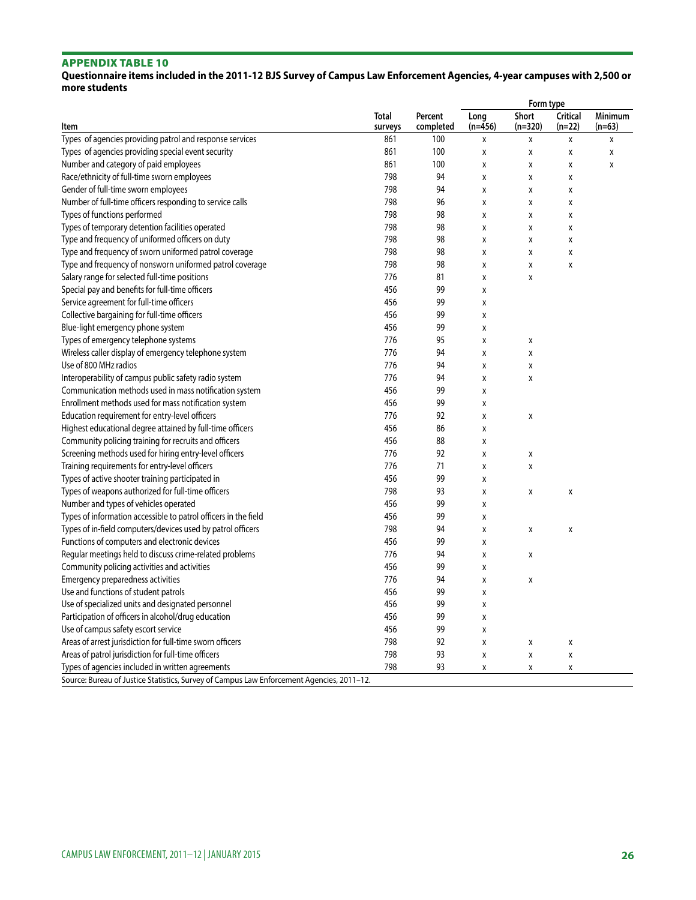## APPENDIX TABLE 10

**Questionnaire items included in the 2011-12 BJS Survey of Campus Law Enforcement Agencies, 4-year campuses with 2,500 or more students**

| | | | Form type | | | |
|---|---|---|---|---|---|---|
| Item | Total surveys | Percent completed | Long (n=456) | Short (n=320) | Critical (n=22) | Minimum (n=63) |
| Types of agencies providing patrol and response services | 861 | 100 | x | x | x | x |
| Types of agencies providing special event security | 861 | 100 | x | x | x | x |
| Number and category of paid employees | 861 | 100 | x | x | x | x |
| Race/ethnicity of full-time sworn employees | 798 | 94 | x | x | x | |
| Gender of full-time sworn employees | 798 | 94 | x | x | x | |
| Number of full-time officers responding to service calls | 798 | 96 | x | x | x | |
| Types of functions performed | 798 | 98 | x | x | x | |
| Types of temporary detention facilities operated | 798 | 98 | x | x | x | |
| Type and frequency of uniformed officers on duty | 798 | 98 | x | x | x | |
| Type and frequency of sworn uniformed patrol coverage | 798 | 98 | x | x | x | |
| Type and frequency of nonsworn uniformed patrol coverage | 798 | 98 | x | x | x | |
| Salary range for selected full-time positions | 776 | 81 | x | x | | |
| Special pay and benefits for full-time officers | 456 | 99 | x | | | |
| Service agreement for full-time officers | 456 | 99 | x | | | |
| Collective bargaining for full-time officers | 456 | 99 | x | | | |
| Blue-light emergency phone system | 456 | 99 | x | | | |
| Types of emergency telephone systems | 776 | 95 | x | x | | |
| Wireless caller display of emergency telephone system | 776 | 94 | x | x | | |
| Use of 800 MHz radios | 776 | 94 | x | x | | |
| Interoperability of campus public safety radio system | 776 | 94 | x | x | | |
| Communication methods used in mass notification system | 456 | 99 | x | | | |
| Enrollment methods used for mass notification system | 456 | 99 | x | | | |
| Education requirement for entry-level officers | 776 | 92 | x | x | | |
| Highest educational degree attained by full-time officers | 456 | 86 | x | | | |
| Community policing training for recruits and officers | 456 | 88 | x | | | |
| Screening methods used for hiring entry-level officers | 776 | 92 | x | x | | |
| Training requirements for entry-level officers | 776 | 71 | x | x | | |
| Types of active shooter training participated in | 456 | 99 | x | | | |
| Types of weapons authorized for full-time officers | 798 | 93 | x | x | x | |
| Number and types of vehicles operated | 456 | 99 | x | | | |
| Types of information accessible to patrol officers in the field | 456 | 99 | x | | | |
| Types of in-field computers/devices used by patrol officers | 798 | 94 | x | x | x | |
| Functions of computers and electronic devices | 456 | 99 | x | | | |
| Regular meetings held to discuss crime-related problems | 776 | 94 | x | x | | |
| Community policing activities and activities | 456 | 99 | x | | | |
| Emergency preparedness activities | 776 | 94 | x | x | | |
| Use and functions of student patrols | 456 | 99 | x | | | |
| Use of specialized units and designated personnel | 456 | 99 | x | | | |
| Participation of officers in alcohol/drug education | 456 | 99 | x | | | |
| Use of campus safety escort service | 456 | 99 | x | | | |
| Areas of arrest jurisdiction for full-time sworn officers | 798 | 92 | x | x | x | |
| Areas of patrol jurisdiction for full-time officers | 798 | 93 | x | x | x | |
| Types of agencies included in written agreements | 798 | 93 | x | x | x | |

Source: Bureau of Justice Statistics, Survey of Campus Law Enforcement Agencies, 2011–12.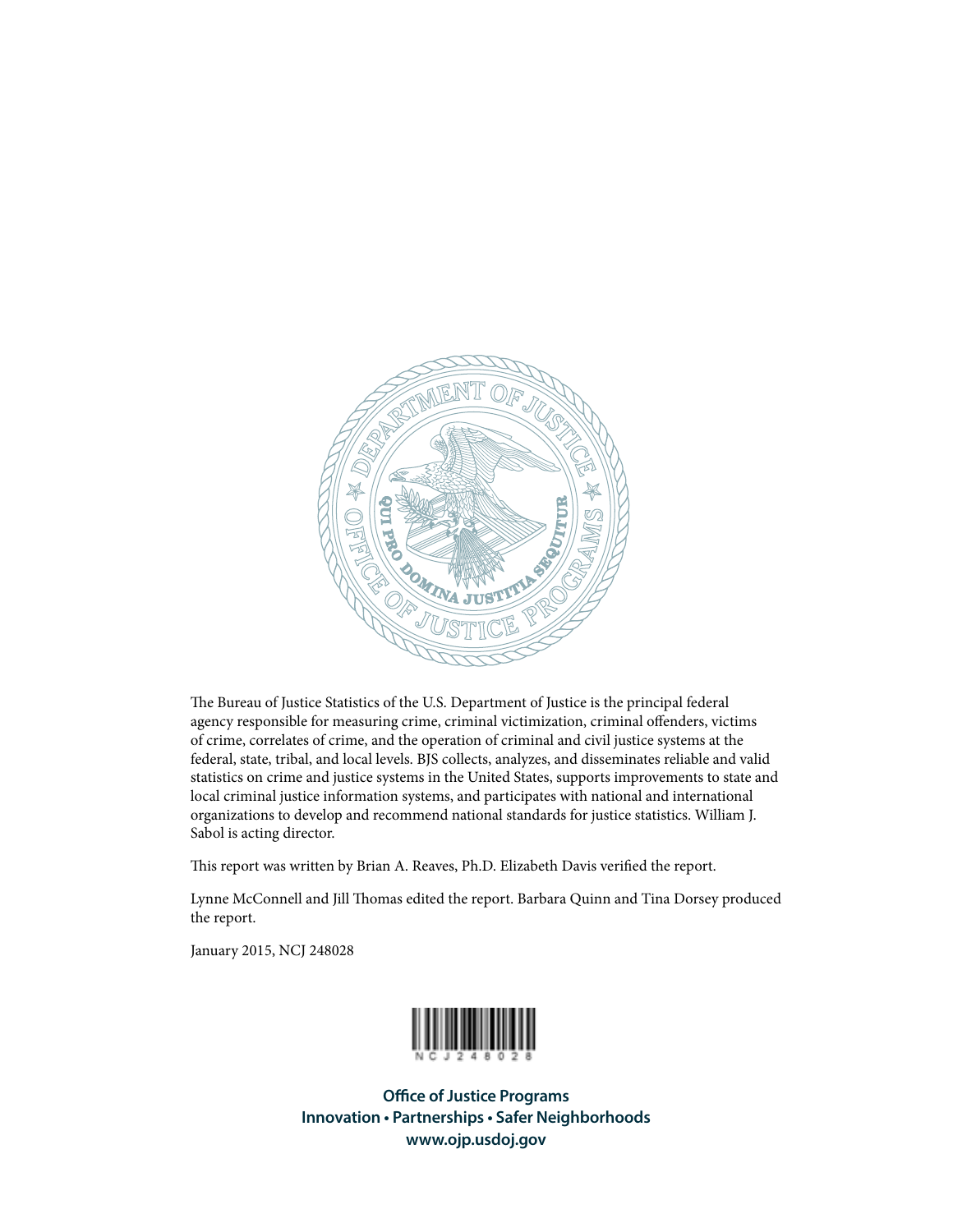The Bureau of Justice Statistics of the U.S. Department of Justice is the principal federal agency responsible for measuring crime, criminal victimization, criminal offenders, victims of crime, correlates of crime, and the operation of criminal and civil justice systems at the federal, state, tribal, and local levels. BJS collects, analyzes, and disseminates reliable and valid statistics on crime and justice systems in the United States, supports improvements to state and local criminal justice information systems, and participates with national and international organizations to develop and recommend national standards for justice statistics. William J. Sabol is acting director.

This report was written by Brian A. Reaves, Ph.D. Elizabeth Davis verified the report.

Lynne McConnell and Jill Thomas edited the report. Barbara Quinn and Tina Dorsey produced the report.

January 2015, NCJ 248028

NCJ248028

**Office of Justice Programs**
**Innovation • Partnerships • Safer Neighborhoods**
**www.ojp.usdoj.gov**